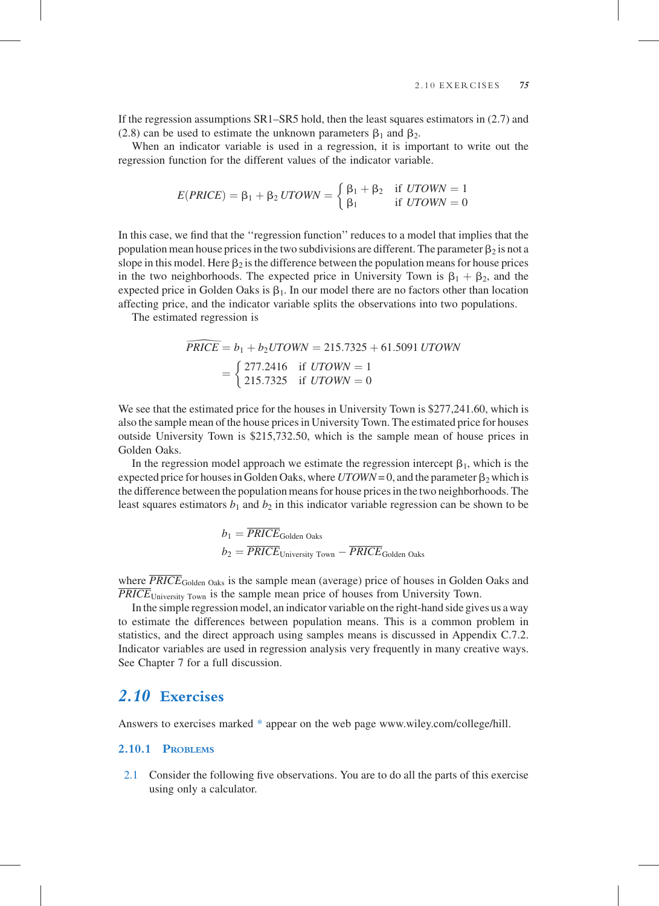If the regression assumptions SR1–SR5 hold, then the least squares estimators in (2.7) and (2.8) can be used to estimate the unknown parameters $\beta_1$ and $\beta_2$.

When an indicator variable is used in a regression, it is important to write out the regression function for the different values of the indicator variable.

$$E(PRICE) = \beta_1 + \beta_2\, UTOWN = \begin{cases} \beta_1 + \beta_2 & \text{if } UTOWN = 1 \\ \beta_1 & \text{if } UTOWN = 0 \end{cases}$$

In this case, we find that the "regression function" reduces to a model that implies that the population mean house prices in the two subdivisions are different. The parameter $\beta_2$ is not a slope in this model. Here $\beta_2$ is the difference between the population means for house prices in the two neighborhoods. The expected price in University Town is $\beta_1 + \beta_2$, and the expected price in Golden Oaks is $\beta_1$. In our model there are no factors other than location affecting price, and the indicator variable splits the observations into two populations.

The estimated regression is

$$\widehat{PRICE} = b_1 + b_2 UTOWN = 215.7325 + 61.5091\, UTOWN$$
$$= \begin{cases} 277.2416 & \text{if } UTOWN = 1 \\ 215.7325 & \text{if } UTOWN = 0 \end{cases}$$

We see that the estimated price for the houses in University Town is \$277,241.60, which is also the sample mean of the house prices in University Town. The estimated price for houses outside University Town is \$215,732.50, which is the sample mean of house prices in Golden Oaks.

In the regression model approach we estimate the regression intercept $\beta_1$, which is the expected price for houses in Golden Oaks, where $UTOWN = 0$, and the parameter $\beta_2$ which is the difference between the population means for house prices in the two neighborhoods. The least squares estimators $b_1$ and $b_2$ in this indicator variable regression can be shown to be

$$b_1 = \overline{PRICE}_{\text{Golden Oaks}}$$
$$b_2 = \overline{PRICE}_{\text{University Town}} - \overline{PRICE}_{\text{Golden Oaks}}$$

where $\overline{PRICE}_{\text{Golden Oaks}}$ is the sample mean (average) price of houses in Golden Oaks and $\overline{PRICE}_{\text{University Town}}$ is the sample mean price of houses from University Town.

In the simple regression model, an indicator variable on the right-hand side gives us a way to estimate the differences between population means. This is a common problem in statistics, and the direct approach using samples means is discussed in Appendix C.7.2. Indicator variables are used in regression analysis very frequently in many creative ways. See Chapter 7 for a full discussion.

## 2.10 Exercises

Answers to exercises marked * appear on the web page www.wiley.com/college/hill.

### 2.10.1 Problems

2.1 Consider the following five observations. You are to do all the parts of this exercise using only a calculator.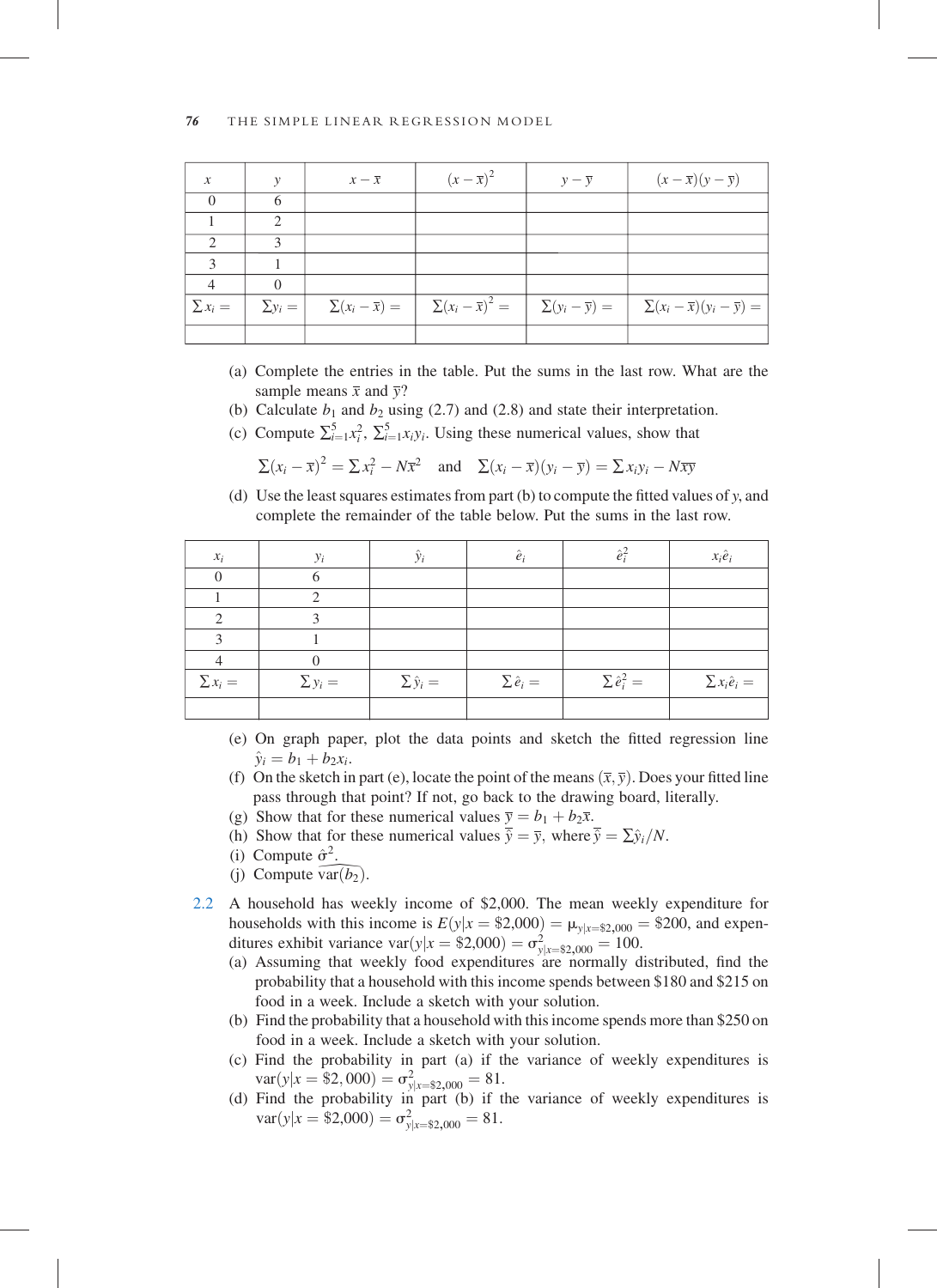| $x$ | $y$ | $x - \bar{x}$ | $(x - \bar{x})^2$ | $y - \bar{y}$ | $(x - \bar{x})(y - \bar{y})$ |
|---|---|---|---|---|---|
| 0 | 6 | | | | |
| 1 | 2 | | | | |
| 2 | 3 | | | | |
| 3 | 1 | | | | |
| 4 | 0 | | | | |
| $\sum x_i =$ | $\sum y_i =$ | $\sum(x_i - \bar{x}) =$ | $\sum(x_i - \bar{x})^2 =$ | $\sum(y_i - \bar{y}) =$ | $\sum(x_i - \bar{x})(y_i - \bar{y}) =$ |
| | | | | | |

(a) Complete the entries in the table. Put the sums in the last row. What are the sample means $\bar{x}$ and $\bar{y}$?

(b) Calculate $b_1$ and $b_2$ using (2.7) and (2.8) and state their interpretation.

(c) Compute $\sum_{i=1}^{5} x_i^2$, $\sum_{i=1}^{5} x_i y_i$. Using these numerical values, show that

$$\sum(x_i - \bar{x})^2 = \sum x_i^2 - N\bar{x}^2 \quad \text{and} \quad \sum(x_i - \bar{x})(y_i - \bar{y}) = \sum x_i y_i - N\overline{xy}$$

(d) Use the least squares estimates from part (b) to compute the fitted values of $y$, and complete the remainder of the table below. Put the sums in the last row.

| $x_i$ | $y_i$ | $\hat{y}_i$ | $\hat{e}_i$ | $\hat{e}_i^2$ | $x_i \hat{e}_i$ |
|---|---|---|---|---|---|
| 0 | 6 | | | | |
| 1 | 2 | | | | |
| 2 | 3 | | | | |
| 3 | 1 | | | | |
| 4 | 0 | | | | |
| $\sum x_i =$ | $\sum y_i =$ | $\sum \hat{y}_i =$ | $\sum \hat{e}_i =$ | $\sum \hat{e}_i^2 =$ | $\sum x_i \hat{e}_i =$ |
| | | | | | |

(e) On graph paper, plot the data points and sketch the fitted regression line $\hat{y}_i = b_1 + b_2 x_i$.

(f) On the sketch in part (e), locate the point of the means $(\bar{x}, \bar{y})$. Does your fitted line pass through that point? If not, go back to the drawing board, literally.

(g) Show that for these numerical values $\bar{y} = b_1 + b_2 \bar{x}$.

(h) Show that for these numerical values $\bar{\hat{y}} = \bar{y}$, where $\bar{\hat{y}} = \sum \hat{y}_i / N$.

(i) Compute $\hat{\sigma}^2$.

(j) Compute $\widehat{\text{var}}(b_2)$.

2.2 A household has weekly income of \$2,000. The mean weekly expenditure for households with this income is $E(y|x = \$2{,}000) = \mu_{y|x=\$2{,}000} = \$200$, and expenditures exhibit variance $\text{var}(y|x = \$2{,}000) = \sigma^2_{y|x=\$2{,}000} = 100$.

(a) Assuming that weekly food expenditures are normally distributed, find the probability that a household with this income spends between \$180 and \$215 on food in a week. Include a sketch with your solution.

(b) Find the probability that a household with this income spends more than \$250 on food in a week. Include a sketch with your solution.

(c) Find the probability in part (a) if the variance of weekly expenditures is $\text{var}(y|x = \$2{,}000) = \sigma^2_{y|x=\$2{,}000} = 81$.

(d) Find the probability in part (b) if the variance of weekly expenditures is $\text{var}(y|x = \$2{,}000) = \sigma^2_{y|x=\$2{,}000} = 81$.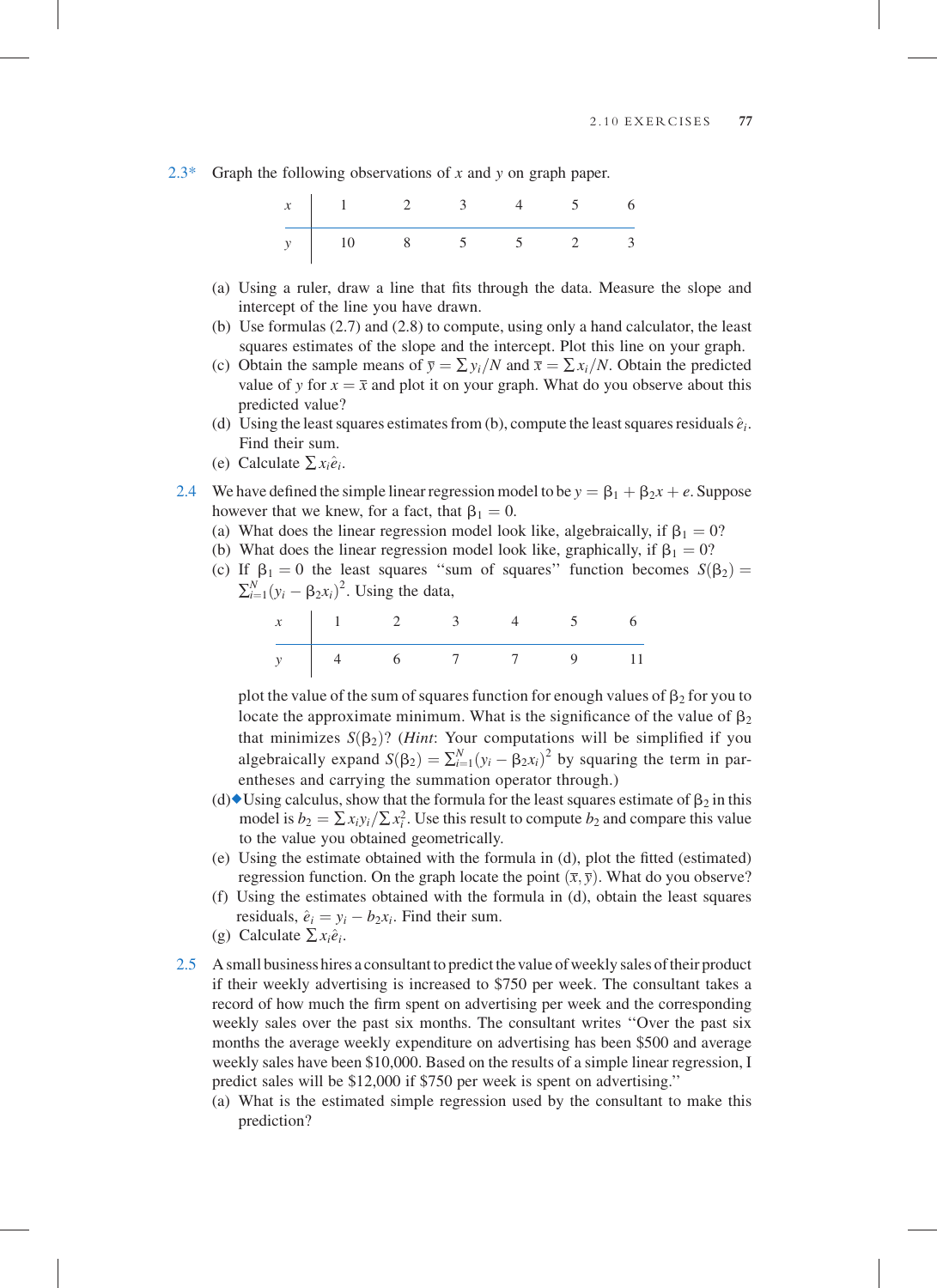2.3* Graph the following observations of $x$ and $y$ on graph paper.

| $x$ | 1 | 2 | 3 | 4 | 5 | 6 |
|---|---|---|---|---|---|---|
| $y$ | 10 | 8 | 5 | 5 | 2 | 3 |

(a) Using a ruler, draw a line that fits through the data. Measure the slope and intercept of the line you have drawn.

(b) Use formulas (2.7) and (2.8) to compute, using only a hand calculator, the least squares estimates of the slope and the intercept. Plot this line on your graph.

(c) Obtain the sample means of $\bar{y} = \sum y_i/N$ and $\bar{x} = \sum x_i/N$. Obtain the predicted value of $y$ for $x = \bar{x}$ and plot it on your graph. What do you observe about this predicted value?

(d) Using the least squares estimates from (b), compute the least squares residuals $\hat{e}_i$. Find their sum.

(e) Calculate $\sum x_i \hat{e}_i$.

2.4 We have defined the simple linear regression model to be $y = \beta_1 + \beta_2 x + e$. Suppose however that we knew, for a fact, that $\beta_1 = 0$.

(a) What does the linear regression model look like, algebraically, if $\beta_1 = 0$?

(b) What does the linear regression model look like, graphically, if $\beta_1 = 0$?

(c) If $\beta_1 = 0$ the least squares "sum of squares" function becomes $S(\beta_2) = \sum_{i=1}^{N}(y_i - \beta_2 x_i)^2$. Using the data,

| $x$ | 1 | 2 | 3 | 4 | 5 | 6 |
|---|---|---|---|---|---|---|
| $y$ | 4 | 6 | 7 | 7 | 9 | 11 |

plot the value of the sum of squares function for enough values of $\beta_2$ for you to locate the approximate minimum. What is the significance of the value of $\beta_2$ that minimizes $S(\beta_2)$? (*Hint*: Your computations will be simplified if you algebraically expand $S(\beta_2) = \sum_{i=1}^{N}(y_i - \beta_2 x_i)^2$ by squaring the term in parentheses and carrying the summation operator through.)

(d)◆ Using calculus, show that the formula for the least squares estimate of $\beta_2$ in this model is $b_2 = \sum x_i y_i / \sum x_i^2$. Use this result to compute $b_2$ and compare this value to the value you obtained geometrically.

(e) Using the estimate obtained with the formula in (d), plot the fitted (estimated) regression function. On the graph locate the point $(\bar{x}, \bar{y})$. What do you observe?

(f) Using the estimates obtained with the formula in (d), obtain the least squares residuals, $\hat{e}_i = y_i - b_2 x_i$. Find their sum.

(g) Calculate $\sum x_i \hat{e}_i$.

2.5 A small business hires a consultant to predict the value of weekly sales of their product if their weekly advertising is increased to \$750 per week. The consultant takes a record of how much the firm spent on advertising per week and the corresponding weekly sales over the past six months. The consultant writes "Over the past six months the average weekly expenditure on advertising has been \$500 and average weekly sales have been \$10,000. Based on the results of a simple linear regression, I predict sales will be \$12,000 if \$750 per week is spent on advertising."

(a) What is the estimated simple regression used by the consultant to make this prediction?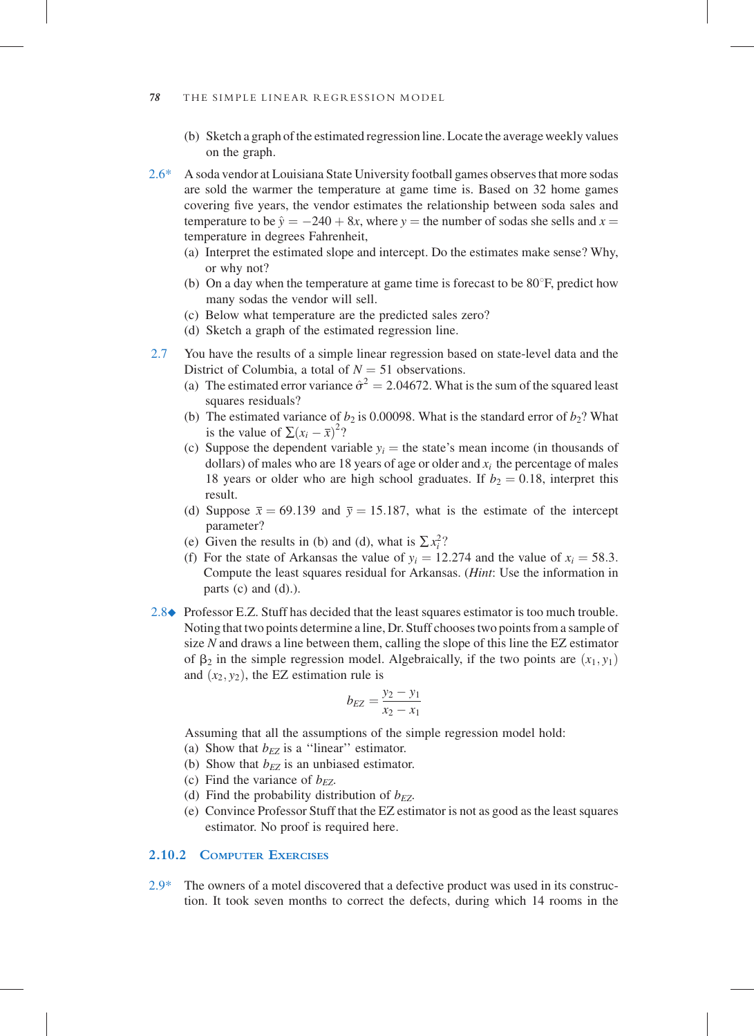(b) Sketch a graph of the estimated regression line. Locate the average weekly values on the graph.

2.6* A soda vendor at Louisiana State University football games observes that more sodas are sold the warmer the temperature at game time is. Based on 32 home games covering five years, the vendor estimates the relationship between soda sales and temperature to be $\hat{y} = -240 + 8x$, where $y$ = the number of sodas she sells and $x$ = temperature in degrees Fahrenheit,

(a) Interpret the estimated slope and intercept. Do the estimates make sense? Why, or why not?

(b) On a day when the temperature at game time is forecast to be 80°F, predict how many sodas the vendor will sell.

(c) Below what temperature are the predicted sales zero?

(d) Sketch a graph of the estimated regression line.

2.7 You have the results of a simple linear regression based on state-level data and the District of Columbia, a total of $N = 51$ observations.

(a) The estimated error variance $\hat{\sigma}^2 = 2.04672$. What is the sum of the squared least squares residuals?

(b) The estimated variance of $b_2$ is 0.00098. What is the standard error of $b_2$? What is the value of $\sum(x_i - \bar{x})^2$?

(c) Suppose the dependent variable $y_i$ = the state's mean income (in thousands of dollars) of males who are 18 years of age or older and $x_i$ the percentage of males 18 years or older who are high school graduates. If $b_2 = 0.18$, interpret this result.

(d) Suppose $\bar{x} = 69.139$ and $\bar{y} = 15.187$, what is the estimate of the intercept parameter?

(e) Given the results in (b) and (d), what is $\sum x_i^2$?

(f) For the state of Arkansas the value of $y_i = 12.274$ and the value of $x_i = 58.3$. Compute the least squares residual for Arkansas. (*Hint*: Use the information in parts (c) and (d).).

2.8◆ Professor E.Z. Stuff has decided that the least squares estimator is too much trouble. Noting that two points determine a line, Dr. Stuff chooses two points from a sample of size $N$ and draws a line between them, calling the slope of this line the EZ estimator of $\beta_2$ in the simple regression model. Algebraically, if the two points are $(x_1, y_1)$ and $(x_2, y_2)$, the EZ estimation rule is

$$b_{EZ} = \frac{y_2 - y_1}{x_2 - x_1}$$

Assuming that all the assumptions of the simple regression model hold:

(a) Show that $b_{EZ}$ is a "linear" estimator.

(b) Show that $b_{EZ}$ is an unbiased estimator.

(c) Find the variance of $b_{EZ}$.

(d) Find the probability distribution of $b_{EZ}$.

(e) Convince Professor Stuff that the EZ estimator is not as good as the least squares estimator. No proof is required here.

### 2.10.2 Computer Exercises

2.9* The owners of a motel discovered that a defective product was used in its construction. It took seven months to correct the defects, during which 14 rooms in the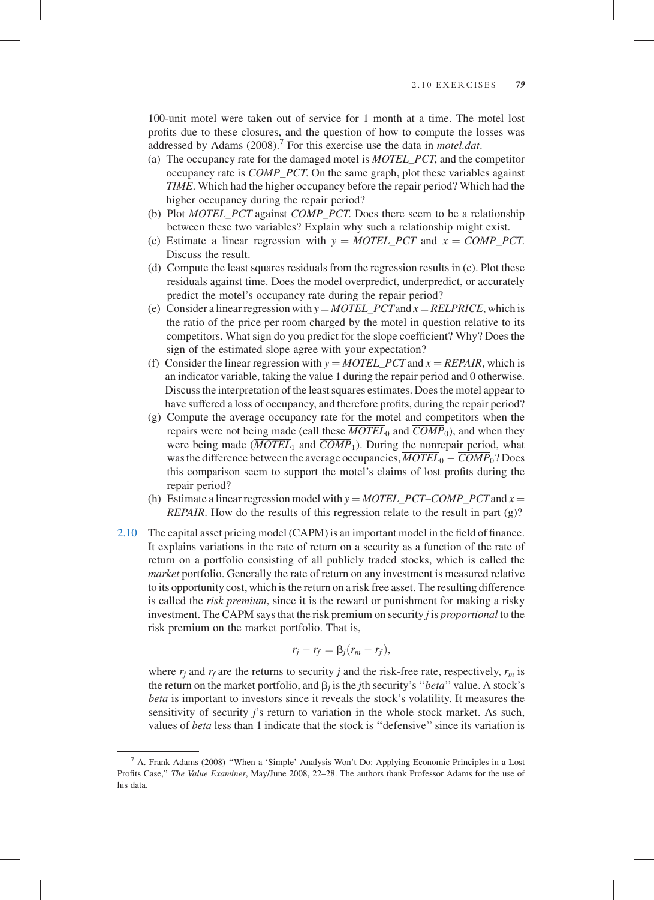100-unit motel were taken out of service for 1 month at a time. The motel lost profits due to these closures, and the question of how to compute the losses was addressed by Adams (2008).[7] For this exercise use the data in *motel.dat*.

(a) The occupancy rate for the damaged motel is *MOTEL_PCT*, and the competitor occupancy rate is *COMP_PCT*. On the same graph, plot these variables against *TIME*. Which had the higher occupancy before the repair period? Which had the higher occupancy during the repair period?

(b) Plot *MOTEL_PCT* against *COMP_PCT*. Does there seem to be a relationship between these two variables? Explain why such a relationship might exist.

(c) Estimate a linear regression with $y = MOTEL\_PCT$ and $x = COMP\_PCT$. Discuss the result.

(d) Compute the least squares residuals from the regression results in (c). Plot these residuals against time. Does the model overpredict, underpredict, or accurately predict the motel's occupancy rate during the repair period?

(e) Consider a linear regression with $y = MOTEL\_PCT$ and $x = RELPRICE$, which is the ratio of the price per room charged by the motel in question relative to its competitors. What sign do you predict for the slope coefficient? Why? Does the sign of the estimated slope agree with your expectation?

(f) Consider the linear regression with $y = MOTEL\_PCT$ and $x = REPAIR$, which is an indicator variable, taking the value 1 during the repair period and 0 otherwise. Discuss the interpretation of the least squares estimates. Does the motel appear to have suffered a loss of occupancy, and therefore profits, during the repair period?

(g) Compute the average occupancy rate for the motel and competitors when the repairs were not being made (call these $\overline{MOTEL}_0$ and $\overline{COMP}_0$), and when they were being made ($\overline{MOTEL}_1$ and $\overline{COMP}_1$). During the nonrepair period, what was the difference between the average occupancies, $\overline{MOTEL}_0 - \overline{COMP}_0$? Does this comparison seem to support the motel's claims of lost profits during the repair period?

(h) Estimate a linear regression model with $y = MOTEL\_PCT–COMP\_PCT$ and $x = REPAIR$. How do the results of this regression relate to the result in part (g)?

2.10 The capital asset pricing model (CAPM) is an important model in the field of finance. It explains variations in the rate of return on a security as a function of the rate of return on a portfolio consisting of all publicly traded stocks, which is called the *market* portfolio. Generally the rate of return on any investment is measured relative to its opportunity cost, which is the return on a risk free asset. The resulting difference is called the *risk premium*, since it is the reward or punishment for making a risky investment. The CAPM says that the risk premium on security *j* is *proportional* to the risk premium on the market portfolio. That is,

$$r_j - r_f = \beta_j (r_m - r_f),$$

where $r_j$ and $r_f$ are the returns to security *j* and the risk-free rate, respectively, $r_m$ is the return on the market portfolio, and $\beta_j$ is the *j*th security's "*beta*" value. A stock's *beta* is important to investors since it reveals the stock's volatility. It measures the sensitivity of security *j*'s return to variation in the whole stock market. As such, values of *beta* less than 1 indicate that the stock is "defensive" since its variation is

[7] A. Frank Adams (2008) "When a 'Simple' Analysis Won't Do: Applying Economic Principles in a Lost Profits Case," *The Value Examiner*, May/June 2008, 22–28. The authors thank Professor Adams for the use of his data.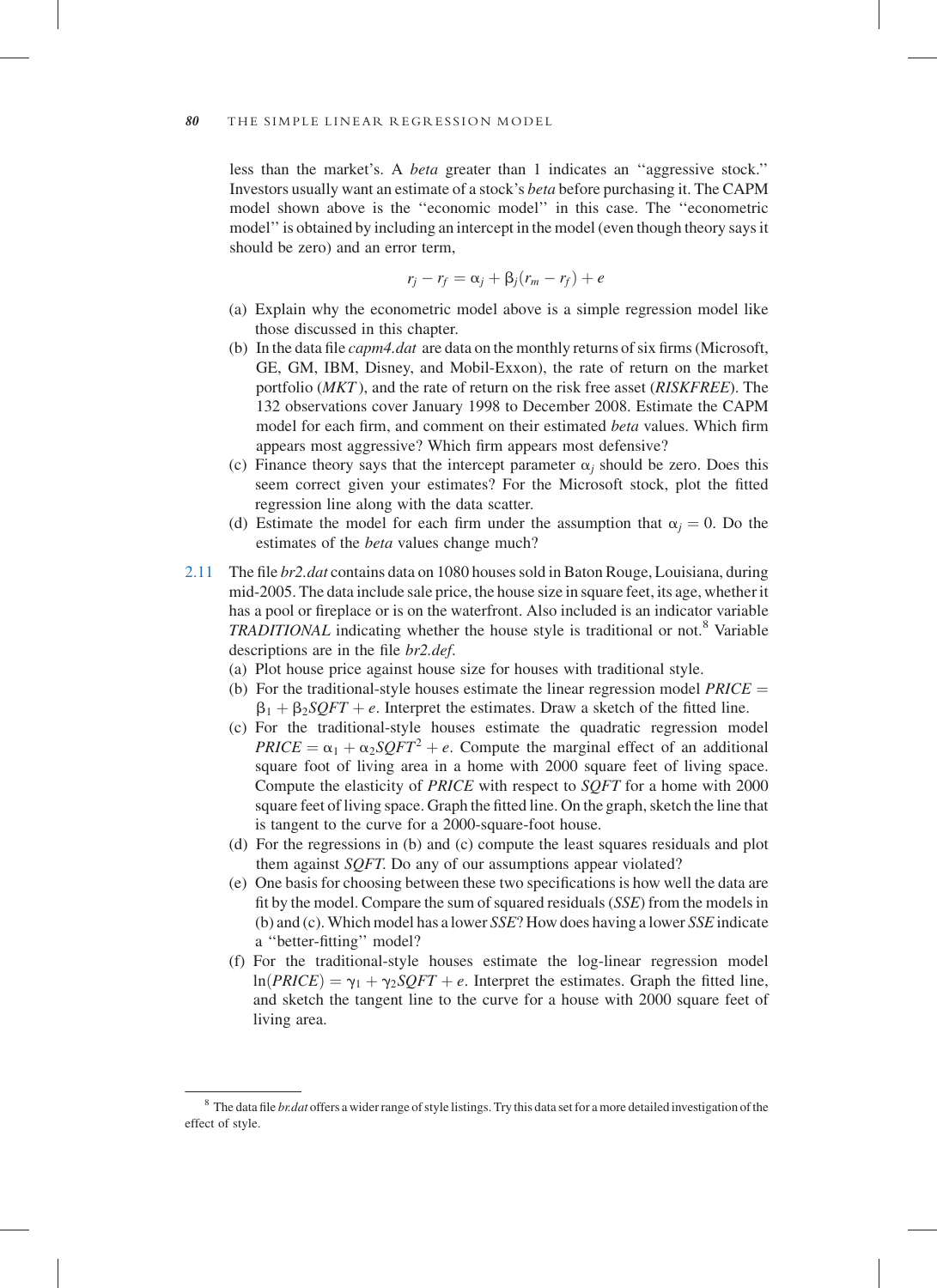less than the market's. A *beta* greater than 1 indicates an "aggressive stock." Investors usually want an estimate of a stock's *beta* before purchasing it. The CAPM model shown above is the "economic model" in this case. The "econometric model" is obtained by including an intercept in the model (even though theory says it should be zero) and an error term,

$$r_j - r_f = \alpha_j + \beta_j(r_m - r_f) + e$$

(a) Explain why the econometric model above is a simple regression model like those discussed in this chapter.

(b) In the data file *capm4.dat* are data on the monthly returns of six firms (Microsoft, GE, GM, IBM, Disney, and Mobil-Exxon), the rate of return on the market portfolio (*MKT*), and the rate of return on the risk free asset (*RISKFREE*). The 132 observations cover January 1998 to December 2008. Estimate the CAPM model for each firm, and comment on their estimated *beta* values. Which firm appears most aggressive? Which firm appears most defensive?

(c) Finance theory says that the intercept parameter $\alpha_j$ should be zero. Does this seem correct given your estimates? For the Microsoft stock, plot the fitted regression line along with the data scatter.

(d) Estimate the model for each firm under the assumption that $\alpha_j = 0$. Do the estimates of the *beta* values change much?

2.11 The file *br2.dat* contains data on 1080 houses sold in Baton Rouge, Louisiana, during mid-2005. The data include sale price, the house size in square feet, its age, whether it has a pool or fireplace or is on the waterfront. Also included is an indicator variable *TRADITIONAL* indicating whether the house style is traditional or not.[8] Variable descriptions are in the file *br2.def*.

(a) Plot house price against house size for houses with traditional style.

(b) For the traditional-style houses estimate the linear regression model $PRICE = \beta_1 + \beta_2 SQFT + e$. Interpret the estimates. Draw a sketch of the fitted line.

(c) For the traditional-style houses estimate the quadratic regression model $PRICE = \alpha_1 + \alpha_2 SQFT^2 + e$. Compute the marginal effect of an additional square foot of living area in a home with 2000 square feet of living space. Compute the elasticity of *PRICE* with respect to *SQFT* for a home with 2000 square feet of living space. Graph the fitted line. On the graph, sketch the line that is tangent to the curve for a 2000-square-foot house.

(d) For the regressions in (b) and (c) compute the least squares residuals and plot them against *SQFT*. Do any of our assumptions appear violated?

(e) One basis for choosing between these two specifications is how well the data are fit by the model. Compare the sum of squared residuals (*SSE*) from the models in (b) and (c). Which model has a lower *SSE*? How does having a lower *SSE* indicate a "better-fitting" model?

(f) For the traditional-style houses estimate the log-linear regression model $\ln(PRICE) = \gamma_1 + \gamma_2 SQFT + e$. Interpret the estimates. Graph the fitted line, and sketch the tangent line to the curve for a house with 2000 square feet of living area.

---

[8] The data file *br.dat* offers a wider range of style listings. Try this data set for a more detailed investigation of the effect of style.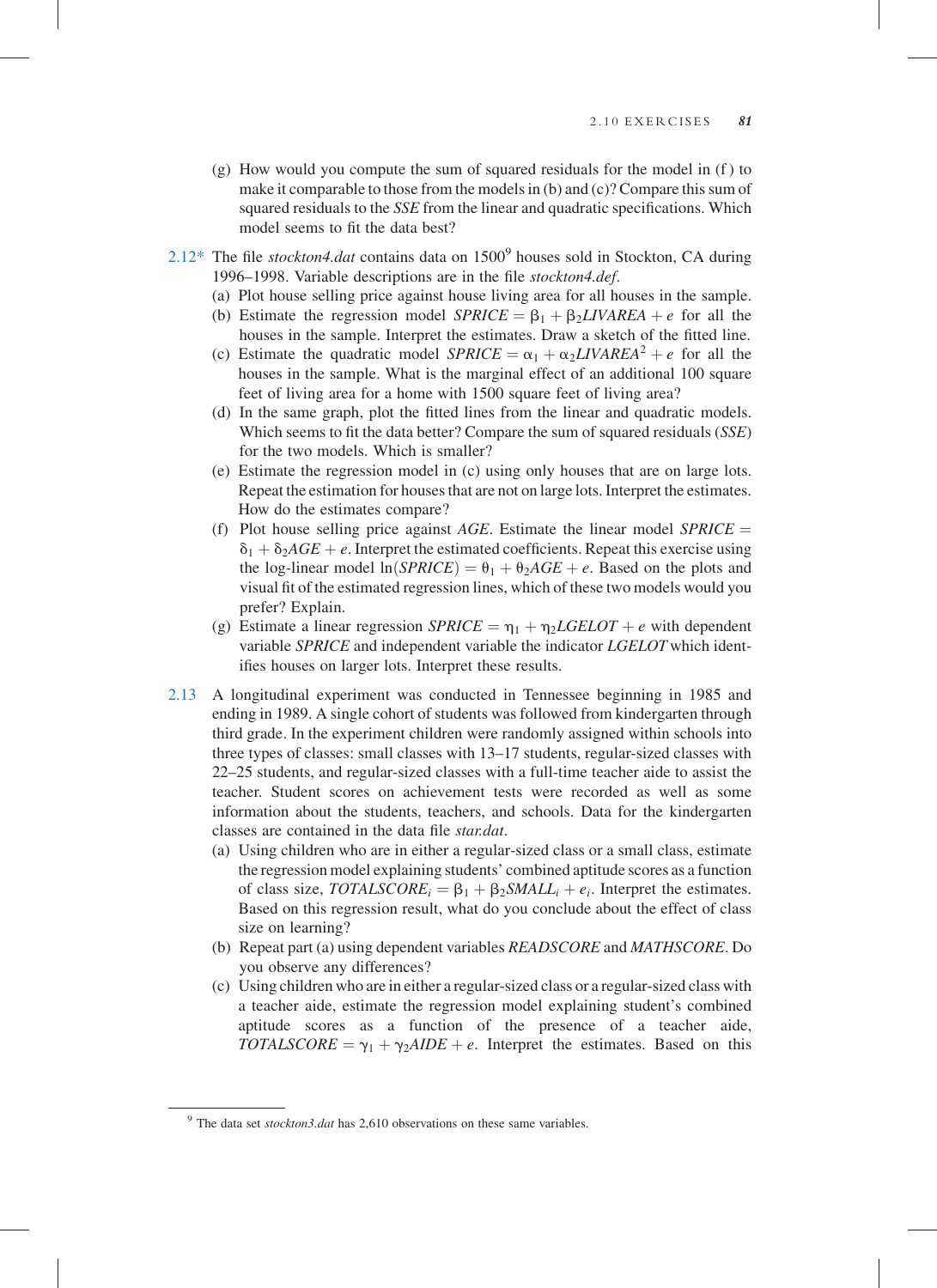(g) How would you compute the sum of squared residuals for the model in (f) to make it comparable to those from the models in (b) and (c)? Compare this sum of squared residuals to the *SSE* from the linear and quadratic specifications. Which model seems to fit the data best?

2.12* The file *stockton4.dat* contains data on 1500[9] houses sold in Stockton, CA during 1996–1998. Variable descriptions are in the file *stockton4.def*.

(a) Plot house selling price against house living area for all houses in the sample.

(b) Estimate the regression model $SPRICE = \beta_1 + \beta_2 LIVAREA + e$ for all the houses in the sample. Interpret the estimates. Draw a sketch of the fitted line.

(c) Estimate the quadratic model $SPRICE = \alpha_1 + \alpha_2 LIVAREA^2 + e$ for all the houses in the sample. What is the marginal effect of an additional 100 square feet of living area for a home with 1500 square feet of living area?

(d) In the same graph, plot the fitted lines from the linear and quadratic models. Which seems to fit the data better? Compare the sum of squared residuals (*SSE*) for the two models. Which is smaller?

(e) Estimate the regression model in (c) using only houses that are on large lots. Repeat the estimation for houses that are not on large lots. Interpret the estimates. How do the estimates compare?

(f) Plot house selling price against *AGE*. Estimate the linear model $SPRICE = \delta_1 + \delta_2 AGE + e$. Interpret the estimated coefficients. Repeat this exercise using the log-linear model $\ln(SPRICE) = \theta_1 + \theta_2 AGE + e$. Based on the plots and visual fit of the estimated regression lines, which of these two models would you prefer? Explain.

(g) Estimate a linear regression $SPRICE = \eta_1 + \eta_2 LGELOT + e$ with dependent variable *SPRICE* and independent variable the indicator *LGELOT* which identifies houses on larger lots. Interpret these results.

2.13 A longitudinal experiment was conducted in Tennessee beginning in 1985 and ending in 1989. A single cohort of students was followed from kindergarten through third grade. In the experiment children were randomly assigned within schools into three types of classes: small classes with 13–17 students, regular-sized classes with 22–25 students, and regular-sized classes with a full-time teacher aide to assist the teacher. Student scores on achievement tests were recorded as well as some information about the students, teachers, and schools. Data for the kindergarten classes are contained in the data file *star.dat*.

(a) Using children who are in either a regular-sized class or a small class, estimate the regression model explaining students' combined aptitude scores as a function of class size, $TOTALSCORE_i = \beta_1 + \beta_2 SMALL_i + e_i$. Interpret the estimates. Based on this regression result, what do you conclude about the effect of class size on learning?

(b) Repeat part (a) using dependent variables *READSCORE* and *MATHSCORE*. Do you observe any differences?

(c) Using children who are in either a regular-sized class or a regular-sized class with a teacher aide, estimate the regression model explaining student's combined aptitude scores as a function of the presence of a teacher aide, $TOTALSCORE = \gamma_1 + \gamma_2 AIDE + e$. Interpret the estimates. Based on this

[9] The data set *stockton3.dat* has 2,610 observations on these same variables.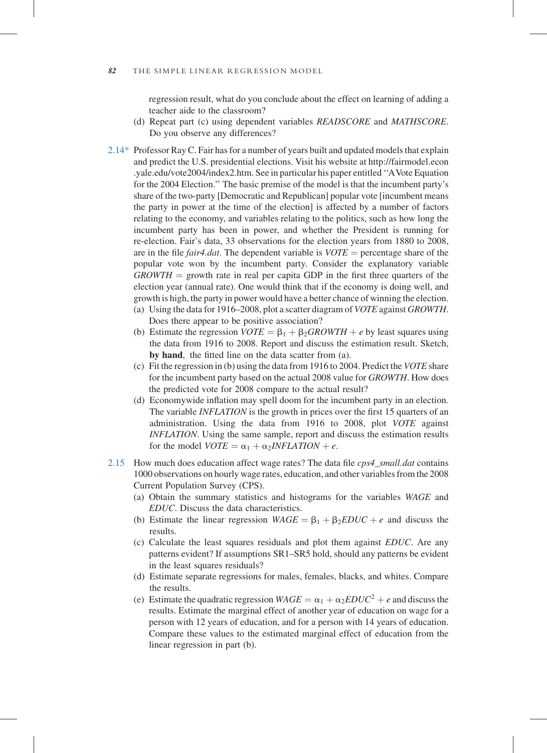regression result, what do you conclude about the effect on learning of adding a teacher aide to the classroom?

(d) Repeat part (c) using dependent variables *READSCORE* and *MATHSCORE*. Do you observe any differences?

2.14* Professor Ray C. Fair has for a number of years built and updated models that explain and predict the U.S. presidential elections. Visit his website at http://fairmodel.econ.yale.edu/vote2004/index2.htm. See in particular his paper entitled "A Vote Equation for the 2004 Election." The basic premise of the model is that the incumbent party's share of the two-party [Democratic and Republican] popular vote [incumbent means the party in power at the time of the election] is affected by a number of factors relating to the economy, and variables relating to the politics, such as how long the incumbent party has been in power, and whether the President is running for re-election. Fair's data, 33 observations for the election years from 1880 to 2008, are in the file *fair4.dat*. The dependent variable is $VOTE$ = percentage share of the popular vote won by the incumbent party. Consider the explanatory variable $GROWTH$ = growth rate in real per capita GDP in the first three quarters of the election year (annual rate). One would think that if the economy is doing well, and growth is high, the party in power would have a better chance of winning the election.

(a) Using the data for 1916–2008, plot a scatter diagram of *VOTE* against *GROWTH*. Does there appear to be positive association?

(b) Estimate the regression $VOTE = \beta_1 + \beta_2 GROWTH + e$ by least squares using the data from 1916 to 2008. Report and discuss the estimation result. Sketch, **by hand**, the fitted line on the data scatter from (a).

(c) Fit the regression in (b) using the data from 1916 to 2004. Predict the *VOTE* share for the incumbent party based on the actual 2008 value for *GROWTH*. How does the predicted vote for 2008 compare to the actual result?

(d) Economywide inflation may spell doom for the incumbent party in an election. The variable *INFLATION* is the growth in prices over the first 15 quarters of an administration. Using the data from 1916 to 2008, plot *VOTE* against *INFLATION*. Using the same sample, report and discuss the estimation results for the model $VOTE = \alpha_1 + \alpha_2 INFLATION + e$.

2.15 How much does education affect wage rates? The data file *cps4_small.dat* contains 1000 observations on hourly wage rates, education, and other variables from the 2008 Current Population Survey (CPS).

(a) Obtain the summary statistics and histograms for the variables *WAGE* and *EDUC*. Discuss the data characteristics.

(b) Estimate the linear regression $WAGE = \beta_1 + \beta_2 EDUC + e$ and discuss the results.

(c) Calculate the least squares residuals and plot them against *EDUC*. Are any patterns evident? If assumptions SR1–SR5 hold, should any patterns be evident in the least squares residuals?

(d) Estimate separate regressions for males, females, blacks, and whites. Compare the results.

(e) Estimate the quadratic regression $WAGE = \alpha_1 + \alpha_2 EDUC^2 + e$ and discuss the results. Estimate the marginal effect of another year of education on wage for a person with 12 years of education, and for a person with 14 years of education. Compare these values to the estimated marginal effect of education from the linear regression in part (b).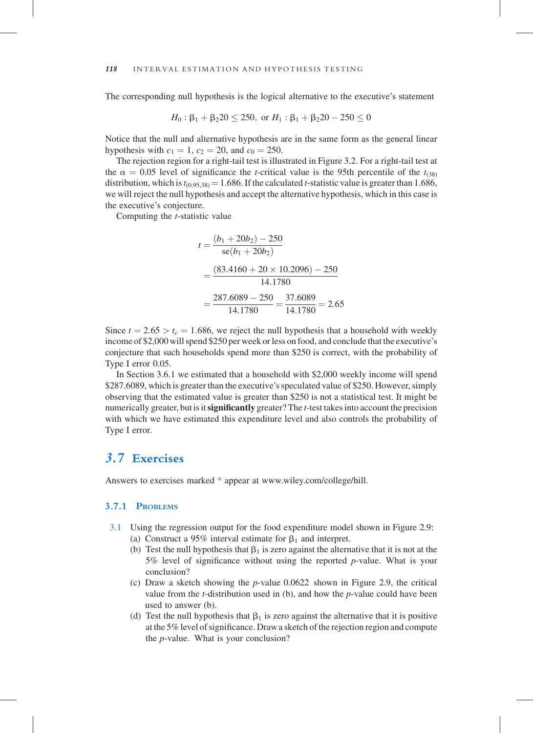The corresponding null hypothesis is the logical alternative to the executive's statement

$$H_0 : \beta_1 + \beta_2 20 \leq 250, \text{ or } H_1 : \beta_1 + \beta_2 20 - 250 \leq 0$$

Notice that the null and alternative hypothesis are in the same form as the general linear hypothesis with $c_1 = 1$, $c_2 = 20$, and $c_0 = 250$.

The rejection region for a right-tail test is illustrated in Figure 3.2. For a right-tail test at the $\alpha = 0.05$ level of significance the $t$-critical value is the 95th percentile of the $t_{(38)}$ distribution, which is $t_{(0.95,38)} = 1.686$. If the calculated $t$-statistic value is greater than 1.686, we will reject the null hypothesis and accept the alternative hypothesis, which in this case is the executive's conjecture.

Computing the $t$-statistic value

$$\begin{aligned}
t &= \frac{(b_1 + 20b_2) - 250}{\text{se}(b_1 + 20b_2)} \\
&= \frac{(83.4160 + 20 \times 10.2096) - 250}{14.1780} \\
&= \frac{287.6089 - 250}{14.1780} = \frac{37.6089}{14.1780} = 2.65
\end{aligned}$$

Since $t = 2.65 > t_c = 1.686$, we reject the null hypothesis that a household with weekly income of \$2,000 will spend \$250 per week or less on food, and conclude that the executive's conjecture that such households spend more than \$250 is correct, with the probability of Type I error 0.05.

In Section 3.6.1 we estimated that a household with \$2,000 weekly income will spend \$287.6089, which is greater than the executive's speculated value of \$250. However, simply observing that the estimated value is greater than \$250 is not a statistical test. It might be numerically greater, but is it **significantly** greater? The $t$-test takes into account the precision with which we have estimated this expenditure level and also controls the probability of Type I error.

## 3.7 Exercises

Answers to exercises marked * appear at www.wiley.com/college/hill.

### 3.7.1 Problems

3.1 Using the regression output for the food expenditure model shown in Figure 2.9:

(a) Construct a 95% interval estimate for $\beta_1$ and interpret.

(b) Test the null hypothesis that $\beta_1$ is zero against the alternative that it is not at the 5% level of significance without using the reported $p$-value. What is your conclusion?

(c) Draw a sketch showing the $p$-value 0.0622 shown in Figure 2.9, the critical value from the $t$-distribution used in (b), and how the $p$-value could have been used to answer (b).

(d) Test the null hypothesis that $\beta_1$ is zero against the alternative that it is positive at the 5% level of significance. Draw a sketch of the rejection region and compute the $p$-value. What is your conclusion?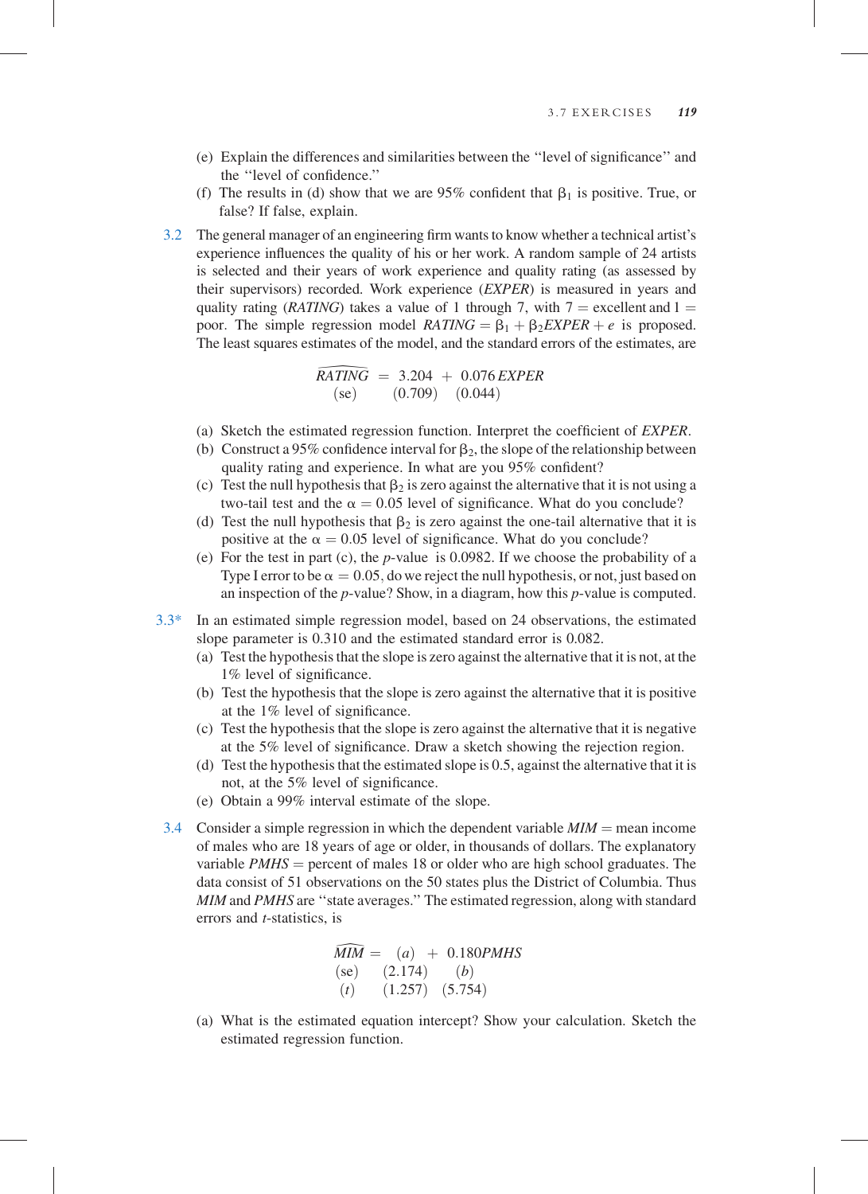(e) Explain the differences and similarities between the "level of significance" and the "level of confidence."

(f) The results in (d) show that we are 95% confident that $\beta_1$ is positive. True, or false? If false, explain.

3.2 The general manager of an engineering firm wants to know whether a technical artist's experience influences the quality of his or her work. A random sample of 24 artists is selected and their years of work experience and quality rating (as assessed by their supervisors) recorded. Work experience (*EXPER*) is measured in years and quality rating (*RATING*) takes a value of 1 through 7, with 7 = excellent and 1 = poor. The simple regression model $RATING = \beta_1 + \beta_2 EXPER + e$ is proposed. The least squares estimates of the model, and the standard errors of the estimates, are

$$\begin{array}{llll} \widehat{RATING} & = 3.204 & + & 0.076\,EXPER \\ (\text{se}) & \quad (0.709) & & (0.044) \end{array}$$

(a) Sketch the estimated regression function. Interpret the coefficient of *EXPER*.

(b) Construct a 95% confidence interval for $\beta_2$, the slope of the relationship between quality rating and experience. In what are you 95% confident?

(c) Test the null hypothesis that $\beta_2$ is zero against the alternative that it is not using a two-tail test and the $\alpha = 0.05$ level of significance. What do you conclude?

(d) Test the null hypothesis that $\beta_2$ is zero against the one-tail alternative that it is positive at the $\alpha = 0.05$ level of significance. What do you conclude?

(e) For the test in part (c), the *p*-value is 0.0982. If we choose the probability of a Type I error to be $\alpha = 0.05$, do we reject the null hypothesis, or not, just based on an inspection of the *p*-value? Show, in a diagram, how this *p*-value is computed.

3.3* In an estimated simple regression model, based on 24 observations, the estimated slope parameter is 0.310 and the estimated standard error is 0.082.

(a) Test the hypothesis that the slope is zero against the alternative that it is not, at the 1% level of significance.

(b) Test the hypothesis that the slope is zero against the alternative that it is positive at the 1% level of significance.

(c) Test the hypothesis that the slope is zero against the alternative that it is negative at the 5% level of significance. Draw a sketch showing the rejection region.

(d) Test the hypothesis that the estimated slope is 0.5, against the alternative that it is not, at the 5% level of significance.

(e) Obtain a 99% interval estimate of the slope.

3.4 Consider a simple regression in which the dependent variable *MIM* = mean income of males who are 18 years of age or older, in thousands of dollars. The explanatory variable *PMHS* = percent of males 18 or older who are high school graduates. The data consist of 51 observations on the 50 states plus the District of Columbia. Thus *MIM* and *PMHS* are "state averages." The estimated regression, along with standard errors and *t*-statistics, is

$$\begin{array}{llll} \widehat{MIM} = & (a) & + & 0.180PMHS \\ (\text{se}) & (2.174) & & (b) \\ (t) & (1.257) & & (5.754) \end{array}$$

(a) What is the estimated equation intercept? Show your calculation. Sketch the estimated regression function.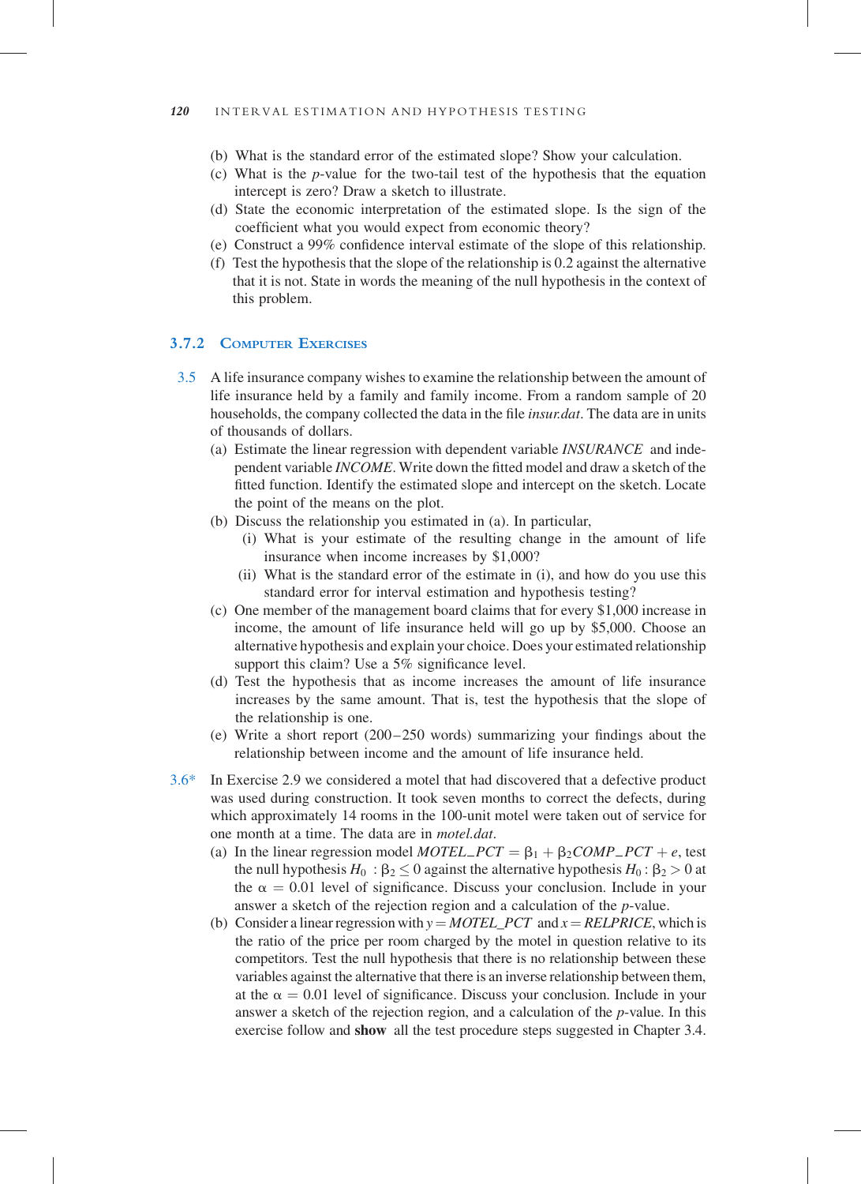(b) What is the standard error of the estimated slope? Show your calculation.

(c) What is the $p$-value for the two-tail test of the hypothesis that the equation intercept is zero? Draw a sketch to illustrate.

(d) State the economic interpretation of the estimated slope. Is the sign of the coefficient what you would expect from economic theory?

(e) Construct a 99% confidence interval estimate of the slope of this relationship.

(f) Test the hypothesis that the slope of the relationship is 0.2 against the alternative that it is not. State in words the meaning of the null hypothesis in the context of this problem.

### 3.7.2 Computer Exercises

3.5 A life insurance company wishes to examine the relationship between the amount of life insurance held by a family and family income. From a random sample of 20 households, the company collected the data in the file *insur.dat*. The data are in units of thousands of dollars.

(a) Estimate the linear regression with dependent variable *INSURANCE* and independent variable *INCOME*. Write down the fitted model and draw a sketch of the fitted function. Identify the estimated slope and intercept on the sketch. Locate the point of the means on the plot.

(b) Discuss the relationship you estimated in (a). In particular,

(i) What is your estimate of the resulting change in the amount of life insurance when income increases by \$1,000?

(ii) What is the standard error of the estimate in (i), and how do you use this standard error for interval estimation and hypothesis testing?

(c) One member of the management board claims that for every \$1,000 increase in income, the amount of life insurance held will go up by \$5,000. Choose an alternative hypothesis and explain your choice. Does your estimated relationship support this claim? Use a 5% significance level.

(d) Test the hypothesis that as income increases the amount of life insurance increases by the same amount. That is, test the hypothesis that the slope of the relationship is one.

(e) Write a short report (200–250 words) summarizing your findings about the relationship between income and the amount of life insurance held.

3.6* In Exercise 2.9 we considered a motel that had discovered that a defective product was used during construction. It took seven months to correct the defects, during which approximately 14 rooms in the 100-unit motel were taken out of service for one month at a time. The data are in *motel.dat*.

(a) In the linear regression model $MOTEL\_PCT = \beta_1 + \beta_2 COMP\_PCT + e$, test the null hypothesis $H_0: \beta_2 \leq 0$ against the alternative hypothesis $H_0: \beta_2 > 0$ at the $\alpha = 0.01$ level of significance. Discuss your conclusion. Include in your answer a sketch of the rejection region and a calculation of the $p$-value.

(b) Consider a linear regression with $y = MOTEL\_PCT$ and $x = RELPRICE$, which is the ratio of the price per room charged by the motel in question relative to its competitors. Test the null hypothesis that there is no relationship between these variables against the alternative that there is an inverse relationship between them, at the $\alpha = 0.01$ level of significance. Discuss your conclusion. Include in your answer a sketch of the rejection region, and a calculation of the $p$-value. In this exercise follow and **show** all the test procedure steps suggested in Chapter 3.4.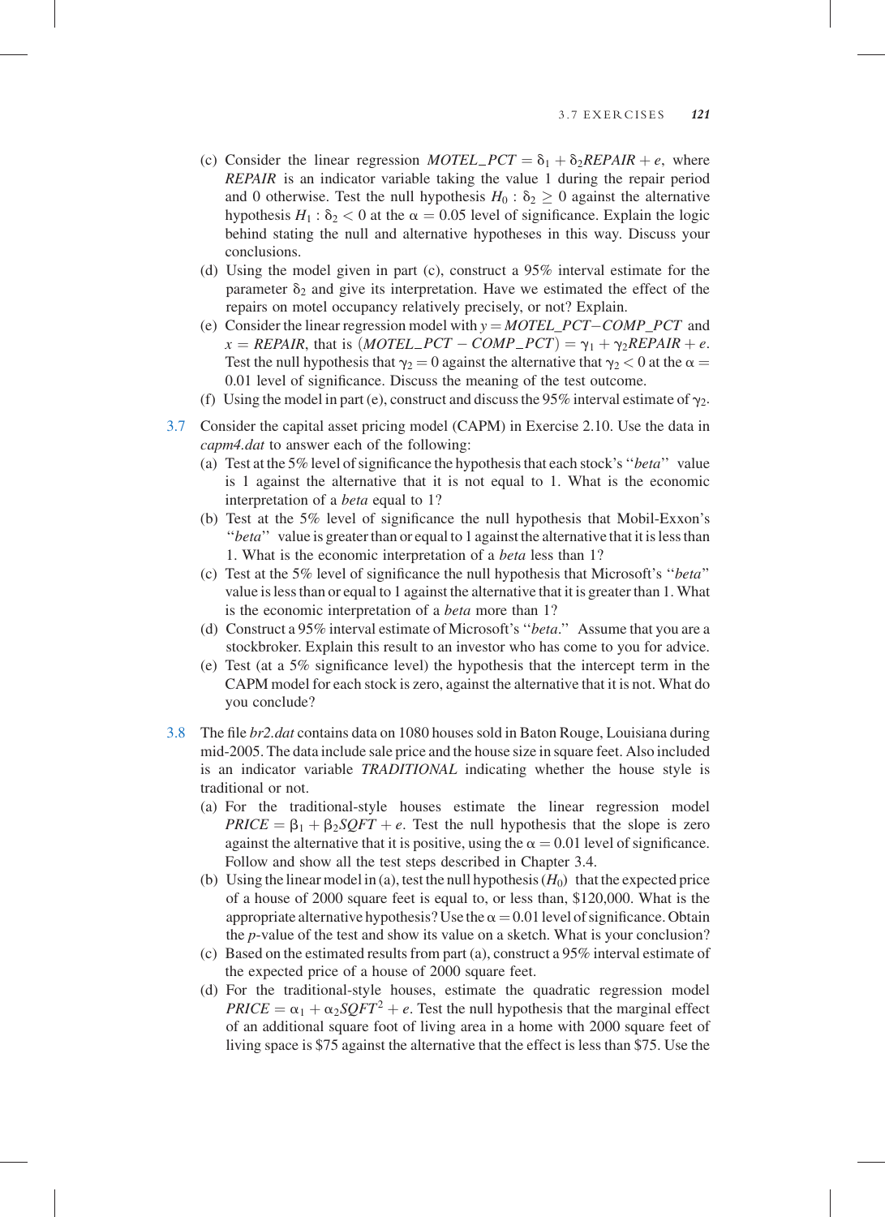(c) Consider the linear regression $MOTEL\_PCT = \delta_1 + \delta_2 REPAIR + e$, where $REPAIR$ is an indicator variable taking the value 1 during the repair period and 0 otherwise. Test the null hypothesis $H_0: \delta_2 \geq 0$ against the alternative hypothesis $H_1: \delta_2 < 0$ at the $\alpha = 0.05$ level of significance. Explain the logic behind stating the null and alternative hypotheses in this way. Discuss your conclusions.

(d) Using the model given in part (c), construct a 95% interval estimate for the parameter $\delta_2$ and give its interpretation. Have we estimated the effect of the repairs on motel occupancy relatively precisely, or not? Explain.

(e) Consider the linear regression model with $y = MOTEL\_PCT - COMP\_PCT$ and $x = REPAIR$, that is $(MOTEL\_PCT - COMP\_PCT) = \gamma_1 + \gamma_2 REPAIR + e$. Test the null hypothesis that $\gamma_2 = 0$ against the alternative that $\gamma_2 < 0$ at the $\alpha = 0.01$ level of significance. Discuss the meaning of the test outcome.

(f) Using the model in part (e), construct and discuss the 95% interval estimate of $\gamma_2$.

3.7 Consider the capital asset pricing model (CAPM) in Exercise 2.10. Use the data in *capm4.dat* to answer each of the following:

(a) Test at the 5% level of significance the hypothesis that each stock's "*beta*" value is 1 against the alternative that it is not equal to 1. What is the economic interpretation of a *beta* equal to 1?

(b) Test at the 5% level of significance the null hypothesis that Mobil-Exxon's "*beta*" value is greater than or equal to 1 against the alternative that it is less than 1. What is the economic interpretation of a *beta* less than 1?

(c) Test at the 5% level of significance the null hypothesis that Microsoft's "*beta*" value is less than or equal to 1 against the alternative that it is greater than 1. What is the economic interpretation of a *beta* more than 1?

(d) Construct a 95% interval estimate of Microsoft's "*beta*." Assume that you are a stockbroker. Explain this result to an investor who has come to you for advice.

(e) Test (at a 5% significance level) the hypothesis that the intercept term in the CAPM model for each stock is zero, against the alternative that it is not. What do you conclude?

3.8 The file *br2.dat* contains data on 1080 houses sold in Baton Rouge, Louisiana during mid-2005. The data include sale price and the house size in square feet. Also included is an indicator variable *TRADITIONAL* indicating whether the house style is traditional or not.

(a) For the traditional-style houses estimate the linear regression model $PRICE = \beta_1 + \beta_2 SQFT + e$. Test the null hypothesis that the slope is zero against the alternative that it is positive, using the $\alpha = 0.01$ level of significance. Follow and show all the test steps described in Chapter 3.4.

(b) Using the linear model in (a), test the null hypothesis ($H_0$) that the expected price of a house of 2000 square feet is equal to, or less than, \$120,000. What is the appropriate alternative hypothesis? Use the $\alpha = 0.01$ level of significance. Obtain the $p$-value of the test and show its value on a sketch. What is your conclusion?

(c) Based on the estimated results from part (a), construct a 95% interval estimate of the expected price of a house of 2000 square feet.

(d) For the traditional-style houses, estimate the quadratic regression model $PRICE = \alpha_1 + \alpha_2 SQFT^2 + e$. Test the null hypothesis that the marginal effect of an additional square foot of living area in a home with 2000 square feet of living space is \$75 against the alternative that the effect is less than \$75. Use the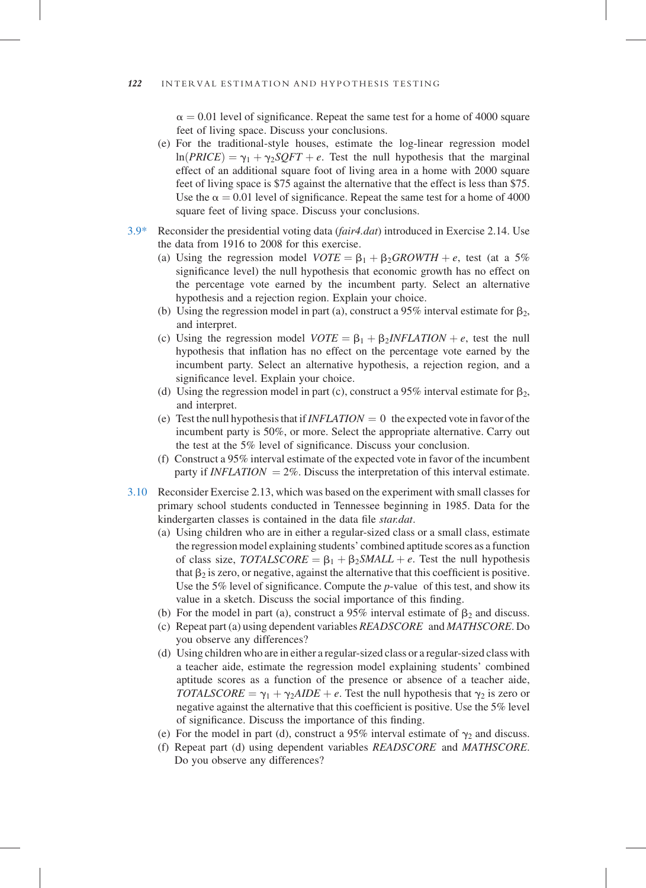$\alpha = 0.01$ level of significance. Repeat the same test for a home of 4000 square feet of living space. Discuss your conclusions.

(e) For the traditional-style houses, estimate the log-linear regression model $\ln(PRICE) = \gamma_1 + \gamma_2 SQFT + e$. Test the null hypothesis that the marginal effect of an additional square foot of living area in a home with 2000 square feet of living space is \$75 against the alternative that the effect is less than \$75. Use the $\alpha = 0.01$ level of significance. Repeat the same test for a home of 4000 square feet of living space. Discuss your conclusions.

3.9* Reconsider the presidential voting data (*fair4.dat*) introduced in Exercise 2.14. Use the data from 1916 to 2008 for this exercise.

(a) Using the regression model $VOTE = \beta_1 + \beta_2 GROWTH + e$, test (at a 5% significance level) the null hypothesis that economic growth has no effect on the percentage vote earned by the incumbent party. Select an alternative hypothesis and a rejection region. Explain your choice.

(b) Using the regression model in part (a), construct a 95% interval estimate for $\beta_2$, and interpret.

(c) Using the regression model $VOTE = \beta_1 + \beta_2 INFLATION + e$, test the null hypothesis that inflation has no effect on the percentage vote earned by the incumbent party. Select an alternative hypothesis, a rejection region, and a significance level. Explain your choice.

(d) Using the regression model in part (c), construct a 95% interval estimate for $\beta_2$, and interpret.

(e) Test the null hypothesis that if $INFLATION = 0$ the expected vote in favor of the incumbent party is 50%, or more. Select the appropriate alternative. Carry out the test at the 5% level of significance. Discuss your conclusion.

(f) Construct a 95% interval estimate of the expected vote in favor of the incumbent party if $INFLATION = 2\%$. Discuss the interpretation of this interval estimate.

3.10 Reconsider Exercise 2.13, which was based on the experiment with small classes for primary school students conducted in Tennessee beginning in 1985. Data for the kindergarten classes is contained in the data file *star.dat*.

(a) Using children who are in either a regular-sized class or a small class, estimate the regression model explaining students' combined aptitude scores as a function of class size, $TOTALSCORE = \beta_1 + \beta_2 SMALL + e$. Test the null hypothesis that $\beta_2$ is zero, or negative, against the alternative that this coefficient is positive. Use the 5% level of significance. Compute the *p*-value of this test, and show its value in a sketch. Discuss the social importance of this finding.

(b) For the model in part (a), construct a 95% interval estimate of $\beta_2$ and discuss.

(c) Repeat part (a) using dependent variables *READSCORE* and *MATHSCORE*. Do you observe any differences?

(d) Using children who are in either a regular-sized class or a regular-sized class with a teacher aide, estimate the regression model explaining students' combined aptitude scores as a function of the presence or absence of a teacher aide, $TOTALSCORE = \gamma_1 + \gamma_2 AIDE + e$. Test the null hypothesis that $\gamma_2$ is zero or negative against the alternative that this coefficient is positive. Use the 5% level of significance. Discuss the importance of this finding.

(e) For the model in part (d), construct a 95% interval estimate of $\gamma_2$ and discuss.

(f) Repeat part (d) using dependent variables *READSCORE* and *MATHSCORE*. Do you observe any differences?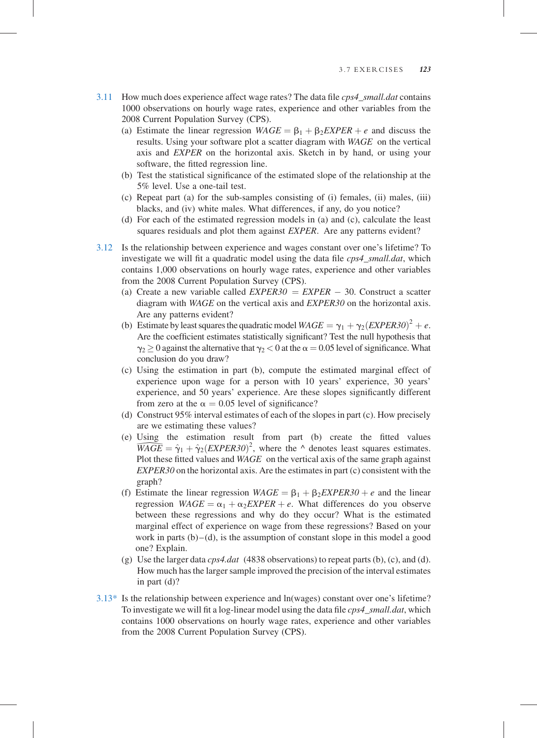3.11 How much does experience affect wage rates? The data file *cps4_small.dat* contains 1000 observations on hourly wage rates, experience and other variables from the 2008 Current Population Survey (CPS).

(a) Estimate the linear regression $WAGE = \beta_1 + \beta_2 EXPER + e$ and discuss the results. Using your software plot a scatter diagram with $WAGE$ on the vertical axis and $EXPER$ on the horizontal axis. Sketch in by hand, or using your software, the fitted regression line.

(b) Test the statistical significance of the estimated slope of the relationship at the 5% level. Use a one-tail test.

(c) Repeat part (a) for the sub-samples consisting of (i) females, (ii) males, (iii) blacks, and (iv) white males. What differences, if any, do you notice?

(d) For each of the estimated regression models in (a) and (c), calculate the least squares residuals and plot them against $EXPER$. Are any patterns evident?

3.12 Is the relationship between experience and wages constant over one's lifetime? To investigate we will fit a quadratic model using the data file *cps4_small.dat*, which contains 1,000 observations on hourly wage rates, experience and other variables from the 2008 Current Population Survey (CPS).

(a) Create a new variable called $EXPER30 = EXPER - 30$. Construct a scatter diagram with $WAGE$ on the vertical axis and $EXPER30$ on the horizontal axis. Are any patterns evident?

(b) Estimate by least squares the quadratic model $WAGE = \gamma_1 + \gamma_2 (EXPER30)^2 + e$. Are the coefficient estimates statistically significant? Test the null hypothesis that $\gamma_2 \geq 0$ against the alternative that $\gamma_2 < 0$ at the $\alpha = 0.05$ level of significance. What conclusion do you draw?

(c) Using the estimation in part (b), compute the estimated marginal effect of experience upon wage for a person with 10 years' experience, 30 years' experience, and 50 years' experience. Are these slopes significantly different from zero at the $\alpha = 0.05$ level of significance?

(d) Construct 95% interval estimates of each of the slopes in part (c). How precisely are we estimating these values?

(e) Using the estimation result from part (b) create the fitted values $\widehat{WAGE} = \hat{\gamma}_1 + \hat{\gamma}_2 (EXPER30)^2$, where the ^ denotes least squares estimates. Plot these fitted values and $WAGE$ on the vertical axis of the same graph against $EXPER30$ on the horizontal axis. Are the estimates in part (c) consistent with the graph?

(f) Estimate the linear regression $WAGE = \beta_1 + \beta_2 EXPER30 + e$ and the linear regression $WAGE = \alpha_1 + \alpha_2 EXPER + e$. What differences do you observe between these regressions and why do they occur? What is the estimated marginal effect of experience on wage from these regressions? Based on your work in parts (b)–(d), is the assumption of constant slope in this model a good one? Explain.

(g) Use the larger data *cps4.dat* (4838 observations) to repeat parts (b), (c), and (d). How much has the larger sample improved the precision of the interval estimates in part (d)?

3.13* Is the relationship between experience and ln(wages) constant over one's lifetime? To investigate we will fit a log-linear model using the data file *cps4_small.dat*, which contains 1000 observations on hourly wage rates, experience and other variables from the 2008 Current Population Survey (CPS).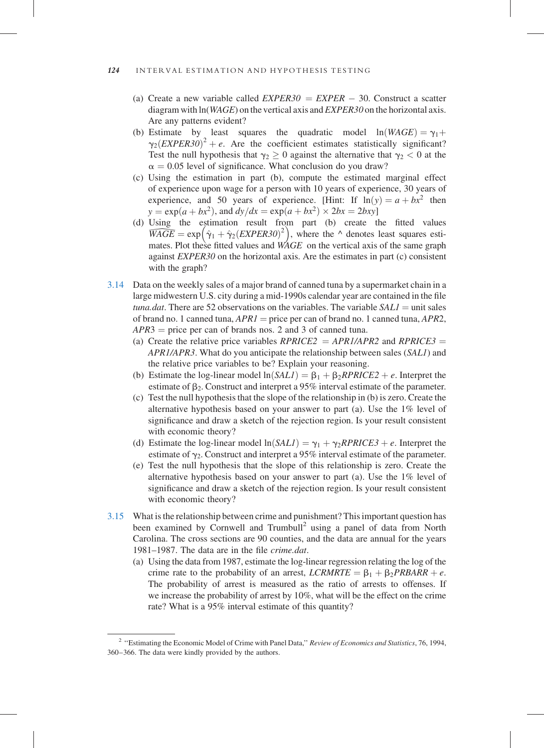(a) Create a new variable called $EXPER30 = EXPER - 30$. Construct a scatter diagram with $\ln(WAGE)$ on the vertical axis and $EXPER30$ on the horizontal axis. Are any patterns evident?

(b) Estimate by least squares the quadratic model $\ln(WAGE) = \gamma_1 + \gamma_2(EXPER30)^2 + e$. Are the coefficient estimates statistically significant? Test the null hypothesis that $\gamma_2 \geq 0$ against the alternative that $\gamma_2 < 0$ at the $\alpha = 0.05$ level of significance. What conclusion do you draw?

(c) Using the estimation in part (b), compute the estimated marginal effect of experience upon wage for a person with 10 years of experience, 30 years of experience, and 50 years of experience. [Hint: If $\ln(y) = a + bx^2$ then $y = \exp(a + bx^2)$, and $dy/dx = \exp(a + bx^2) \times 2bx = 2bxy$]

(d) Using the estimation result from part (b) create the fitted values $\widehat{WAGE} = \exp\left(\hat{\gamma}_1 + \hat{\gamma}_2(EXPER30)^2\right)$, where the ^ denotes least squares estimates. Plot these fitted values and $WAGE$ on the vertical axis of the same graph against $EXPER30$ on the horizontal axis. Are the estimates in part (c) consistent with the graph?

3.14 Data on the weekly sales of a major brand of canned tuna by a supermarket chain in a large midwestern U.S. city during a mid-1990s calendar year are contained in the file *tuna.dat*. There are 52 observations on the variables. The variable $SAL1$ = unit sales of brand no. 1 canned tuna, $APR1$ = price per can of brand no. 1 canned tuna, $APR2$, $APR3$ = price per can of brands nos. 2 and 3 of canned tuna.

(a) Create the relative price variables $RPRICE2 = APR1/APR2$ and $RPRICE3 = APR1/APR3$. What do you anticipate the relationship between sales ($SAL1$) and the relative price variables to be? Explain your reasoning.

(b) Estimate the log-linear model $\ln(SAL1) = \beta_1 + \beta_2 RPRICE2 + e$. Interpret the estimate of $\beta_2$. Construct and interpret a 95% interval estimate of the parameter.

(c) Test the null hypothesis that the slope of the relationship in (b) is zero. Create the alternative hypothesis based on your answer to part (a). Use the 1% level of significance and draw a sketch of the rejection region. Is your result consistent with economic theory?

(d) Estimate the log-linear model $\ln(SAL1) = \gamma_1 + \gamma_2 RPRICE3 + e$. Interpret the estimate of $\gamma_2$. Construct and interpret a 95% interval estimate of the parameter.

(e) Test the null hypothesis that the slope of this relationship is zero. Create the alternative hypothesis based on your answer to part (a). Use the 1% level of significance and draw a sketch of the rejection region. Is your result consistent with economic theory?

3.15 What is the relationship between crime and punishment? This important question has been examined by Cornwell and Trumbull[2] using a panel of data from North Carolina. The cross sections are 90 counties, and the data are annual for the years 1981–1987. The data are in the file *crime.dat*.

(a) Using the data from 1987, estimate the log-linear regression relating the log of the crime rate to the probability of an arrest, $LCRMRTE = \beta_1 + \beta_2 PRBARR + e$. The probability of arrest is measured as the ratio of arrests to offenses. If we increase the probability of arrest by 10%, what will be the effect on the crime rate? What is a 95% interval estimate of this quantity?

[2] "Estimating the Economic Model of Crime with Panel Data," *Review of Economics and Statistics*, 76, 1994, 360–366. The data were kindly provided by the authors.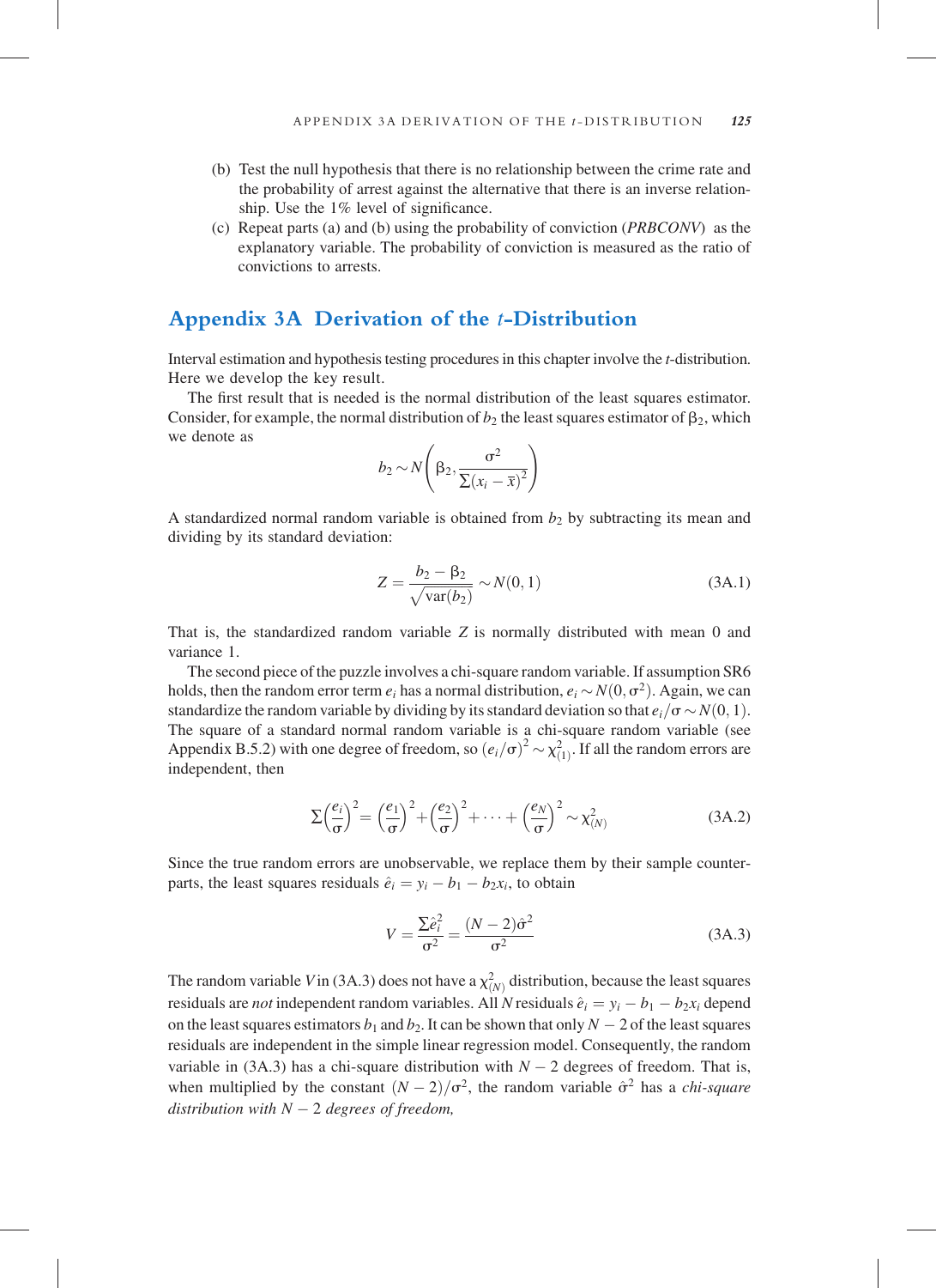(b) Test the null hypothesis that there is no relationship between the crime rate and the probability of arrest against the alternative that there is an inverse relationship. Use the 1% level of significance.

(c) Repeat parts (a) and (b) using the probability of conviction (*PRBCONV*) as the explanatory variable. The probability of conviction is measured as the ratio of convictions to arrests.

## Appendix 3A Derivation of the $t$-Distribution

Interval estimation and hypothesis testing procedures in this chapter involve the $t$-distribution. Here we develop the key result.

The first result that is needed is the normal distribution of the least squares estimator. Consider, for example, the normal distribution of $b_2$ the least squares estimator of $\beta_2$, which we denote as

$$b_2 \sim N\left(\beta_2, \frac{\sigma^2}{\Sigma(x_i - \bar{x})^2}\right)$$

A standardized normal random variable is obtained from $b_2$ by subtracting its mean and dividing by its standard deviation:

$$Z = \frac{b_2 - \beta_2}{\sqrt{\text{var}(b_2)}} \sim N(0, 1) \tag{3A.1}$$

That is, the standardized random variable $Z$ is normally distributed with mean 0 and variance 1.

The second piece of the puzzle involves a chi-square random variable. If assumption SR6 holds, then the random error term $e_i$ has a normal distribution, $e_i \sim N(0, \sigma^2)$. Again, we can standardize the random variable by dividing by its standard deviation so that $e_i/\sigma \sim N(0, 1)$. The square of a standard normal random variable is a chi-square random variable (see Appendix B.5.2) with one degree of freedom, so $(e_i/\sigma)^2 \sim \chi^2_{(1)}$. If all the random errors are independent, then

$$\Sigma\left(\frac{e_i}{\sigma}\right)^2 = \left(\frac{e_1}{\sigma}\right)^2 + \left(\frac{e_2}{\sigma}\right)^2 + \cdots + \left(\frac{e_N}{\sigma}\right)^2 \sim \chi^2_{(N)} \tag{3A.2}$$

Since the true random errors are unobservable, we replace them by their sample counterparts, the least squares residuals $\hat{e}_i = y_i - b_1 - b_2 x_i$, to obtain

$$V = \frac{\Sigma \hat{e}_i^2}{\sigma^2} = \frac{(N-2)\hat{\sigma}^2}{\sigma^2} \tag{3A.3}$$

The random variable $V$ in (3A.3) does not have a $\chi^2_{(N)}$ distribution, because the least squares residuals are *not* independent random variables. All $N$ residuals $\hat{e}_i = y_i - b_1 - b_2 x_i$ depend on the least squares estimators $b_1$ and $b_2$. It can be shown that only $N - 2$ of the least squares residuals are independent in the simple linear regression model. Consequently, the random variable in (3A.3) has a chi-square distribution with $N - 2$ degrees of freedom. That is, when multiplied by the constant $(N-2)/\sigma^2$, the random variable $\hat{\sigma}^2$ has a *chi-square distribution with $N - 2$ degrees of freedom,*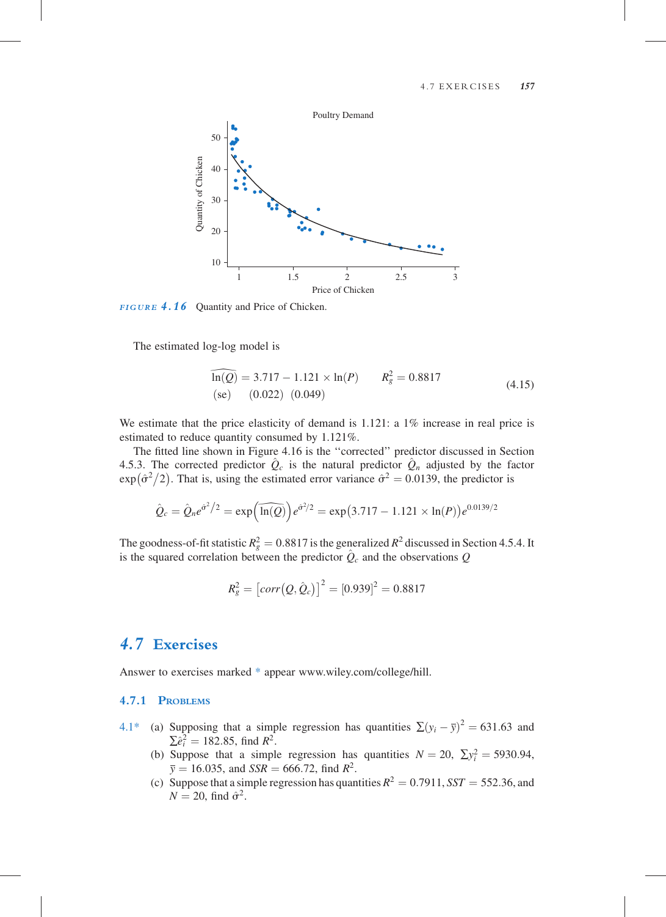FIGURE 4.16 Quantity and Price of Chicken.

The estimated log-log model is

$$\widehat{\ln(Q)} = 3.717 - 1.121 \times \ln(P) \qquad R_g^2 = 0.8817$$
$$\text{(se)} \qquad (0.022) \quad (0.049) \tag{4.15}$$

We estimate that the price elasticity of demand is 1.121: a 1% increase in real price is estimated to reduce quantity consumed by 1.121%.

The fitted line shown in Figure 4.16 is the "corrected" predictor discussed in Section 4.5.3. The corrected predictor $\hat{Q}_c$ is the natural predictor $\hat{Q}_n$ adjusted by the factor $\exp(\hat{\sigma}^2/2)$. That is, using the estimated error variance $\hat{\sigma}^2 = 0.0139$, the predictor is

$$\hat{Q}_c = \hat{Q}_n e^{\hat{\sigma}^2/2} = \exp\left(\widehat{\ln(Q)}\right) e^{\hat{\sigma}^2/2} = \exp(3.717 - 1.121 \times \ln(P)) e^{0.0139/2}$$

The goodness-of-fit statistic $R_g^2 = 0.8817$ is the generalized $R^2$ discussed in Section 4.5.4. It is the squared correlation between the predictor $\hat{Q}_c$ and the observations $Q$

$$R_g^2 = \left[corr\left(Q, \hat{Q}_c\right)\right]^2 = [0.939]^2 = 0.8817$$

## 4.7 Exercises

Answer to exercises marked * appear www.wiley.com/college/hill.

### 4.7.1 Problems

4.1* (a) Supposing that a simple regression has quantities $\sum(y_i - \bar{y})^2 = 631.63$ and $\sum \hat{e}_i^2 = 182.85$, find $R^2$.

(b) Suppose that a simple regression has quantities $N = 20$, $\sum y_i^2 = 5930.94$, $\bar{y} = 16.035$, and $SSR = 666.72$, find $R^2$.

(c) Suppose that a simple regression has quantities $R^2 = 0.7911$, $SST = 552.36$, and $N = 20$, find $\hat{\sigma}^2$.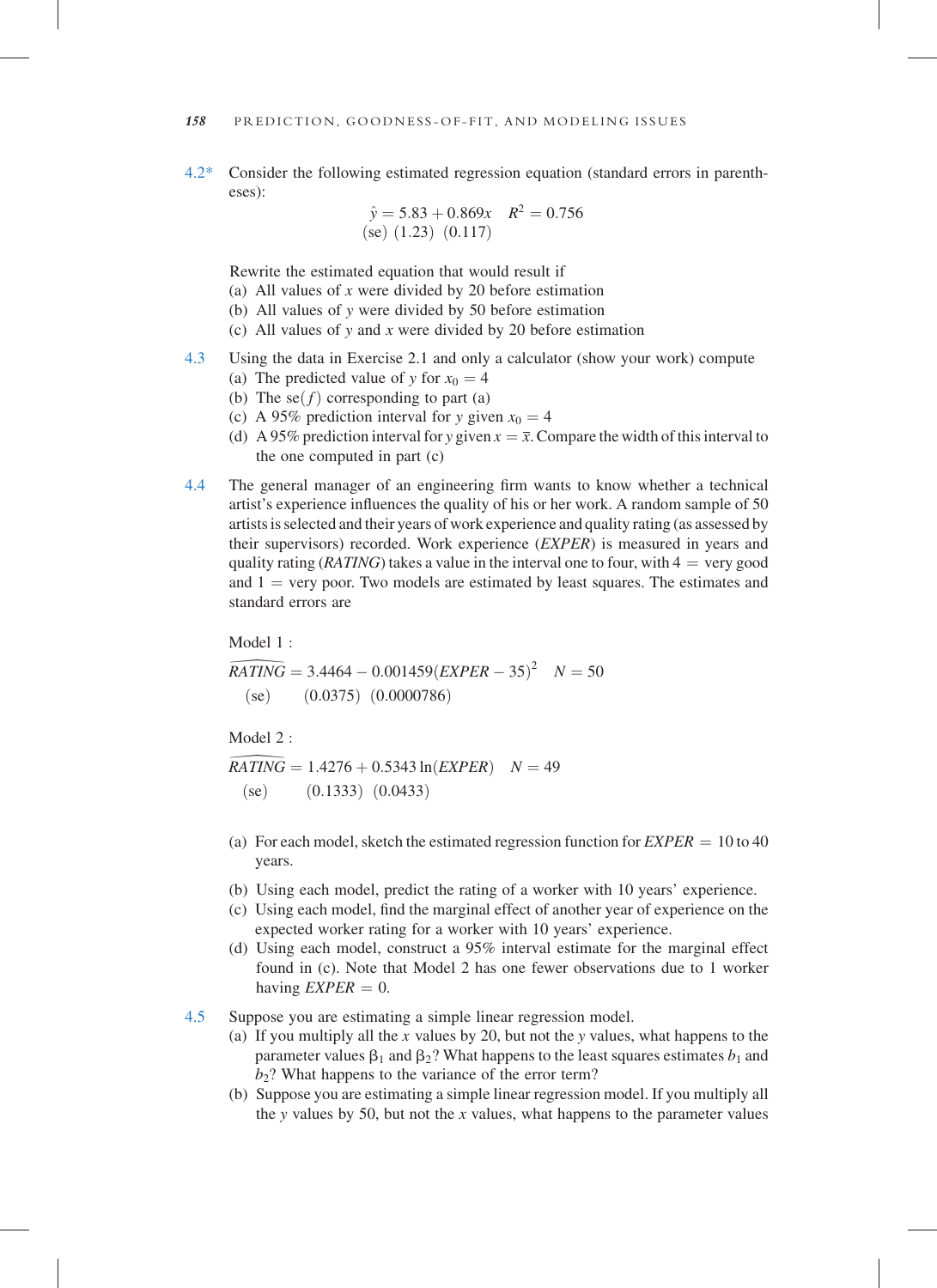4.2* Consider the following estimated regression equation (standard errors in parentheses):

$$\hat{y} = 5.83 + 0.869x \quad R^2 = 0.756$$
$$(\text{se}) \quad (1.23) \quad (0.117)$$

Rewrite the estimated equation that would result if

(a) All values of $x$ were divided by 20 before estimation
(b) All values of $y$ were divided by 50 before estimation
(c) All values of $y$ and $x$ were divided by 20 before estimation

4.3 Using the data in Exercise 2.1 and only a calculator (show your work) compute

(a) The predicted value of $y$ for $x_0 = 4$
(b) The se($f$) corresponding to part (a)
(c) A 95% prediction interval for $y$ given $x_0 = 4$
(d) A 95% prediction interval for $y$ given $x = \bar{x}$. Compare the width of this interval to the one computed in part (c)

4.4 The general manager of an engineering firm wants to know whether a technical artist's experience influences the quality of his or her work. A random sample of 50 artists is selected and their years of work experience and quality rating (as assessed by their supervisors) recorded. Work experience (*EXPER*) is measured in years and quality rating (*RATING*) takes a value in the interval one to four, with 4 = very good and 1 = very poor. Two models are estimated by least squares. The estimates and standard errors are

Model 1 :

$$\widehat{RATING} = 3.4464 - 0.001459(EXPER - 35)^2 \quad N = 50$$
$$(\text{se}) \qquad (0.0375) \quad (0.0000786)$$

Model 2 :

$$\widehat{RATING} = 1.4276 + 0.5343\ln(EXPER) \quad N = 49$$
$$(\text{se}) \qquad (0.1333) \quad (0.0433)$$

(a) For each model, sketch the estimated regression function for *EXPER* = 10 to 40 years.
(b) Using each model, predict the rating of a worker with 10 years' experience.
(c) Using each model, find the marginal effect of another year of experience on the expected worker rating for a worker with 10 years' experience.
(d) Using each model, construct a 95% interval estimate for the marginal effect found in (c). Note that Model 2 has one fewer observations due to 1 worker having *EXPER* = 0.

4.5 Suppose you are estimating a simple linear regression model.

(a) If you multiply all the $x$ values by 20, but not the $y$ values, what happens to the parameter values $\beta_1$ and $\beta_2$? What happens to the least squares estimates $b_1$ and $b_2$? What happens to the variance of the error term?
(b) Suppose you are estimating a simple linear regression model. If you multiply all the $y$ values by 50, but not the $x$ values, what happens to the parameter values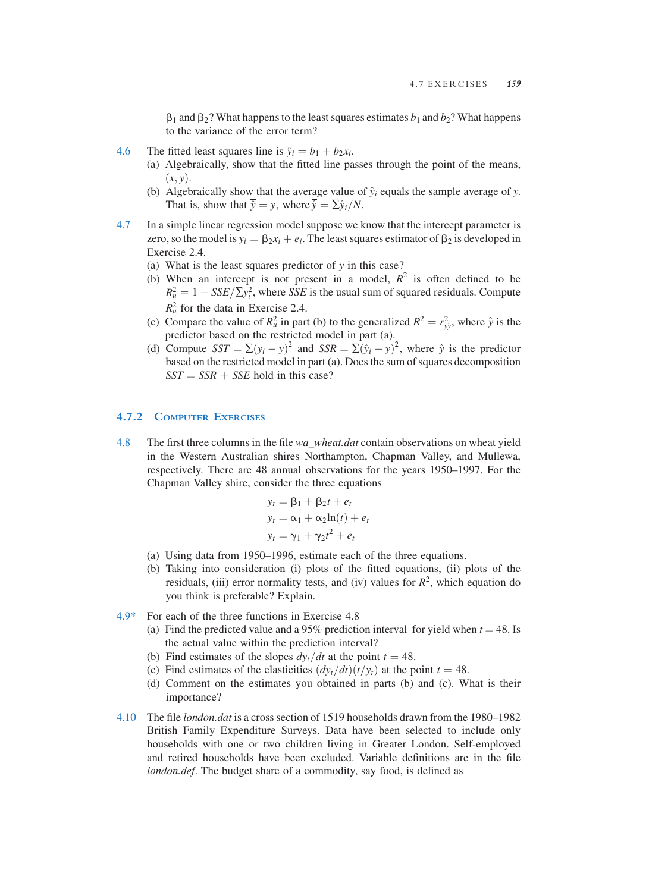$\beta_1$ and $\beta_2$? What happens to the least squares estimates $b_1$ and $b_2$? What happens to the variance of the error term?

4.6 The fitted least squares line is $\hat{y}_i = b_1 + b_2 x_i$.

(a) Algebraically, show that the fitted line passes through the point of the means, $(\bar{x}, \bar{y})$.

(b) Algebraically show that the average value of $\hat{y}_i$ equals the sample average of $y$. That is, show that $\bar{\hat{y}} = \bar{y}$, where $\bar{\hat{y}} = \sum \hat{y}_i / N$.

4.7 In a simple linear regression model suppose we know that the intercept parameter is zero, so the model is $y_i = \beta_2 x_i + e_i$. The least squares estimator of $\beta_2$ is developed in Exercise 2.4.

(a) What is the least squares predictor of $y$ in this case?

(b) When an intercept is not present in a model, $R^2$ is often defined to be $R_u^2 = 1 - SSE/\sum y_i^2$, where $SSE$ is the usual sum of squared residuals. Compute $R_u^2$ for the data in Exercise 2.4.

(c) Compare the value of $R_u^2$ in part (b) to the generalized $R^2 = r_{y\hat{y}}^2$, where $\hat{y}$ is the predictor based on the restricted model in part (a).

(d) Compute $SST = \sum (y_i - \bar{y})^2$ and $SSR = \sum (\hat{y}_i - \bar{y})^2$, where $\hat{y}$ is the predictor based on the restricted model in part (a). Does the sum of squares decomposition $SST = SSR + SSE$ hold in this case?

### 4.7.2 Computer Exercises

4.8 The first three columns in the file *wa_wheat.dat* contain observations on wheat yield in the Western Australian shires Northampton, Chapman Valley, and Mullewa, respectively. There are 48 annual observations for the years 1950–1997. For the Chapman Valley shire, consider the three equations

$$y_t = \beta_1 + \beta_2 t + e_t$$
$$y_t = \alpha_1 + \alpha_2 \ln(t) + e_t$$
$$y_t = \gamma_1 + \gamma_2 t^2 + e_t$$

(a) Using data from 1950–1996, estimate each of the three equations.

(b) Taking into consideration (i) plots of the fitted equations, (ii) plots of the residuals, (iii) error normality tests, and (iv) values for $R^2$, which equation do you think is preferable? Explain.

4.9* For each of the three functions in Exercise 4.8

(a) Find the predicted value and a 95% prediction interval for yield when $t = 48$. Is the actual value within the prediction interval?

(b) Find estimates of the slopes $dy_t/dt$ at the point $t = 48$.

(c) Find estimates of the elasticities $(dy_t/dt)(t/y_t)$ at the point $t = 48$.

(d) Comment on the estimates you obtained in parts (b) and (c). What is their importance?

4.10 The file *london.dat* is a cross section of 1519 households drawn from the 1980–1982 British Family Expenditure Surveys. Data have been selected to include only households with one or two children living in Greater London. Self-employed and retired households have been excluded. Variable definitions are in the file *london.def*. The budget share of a commodity, say food, is defined as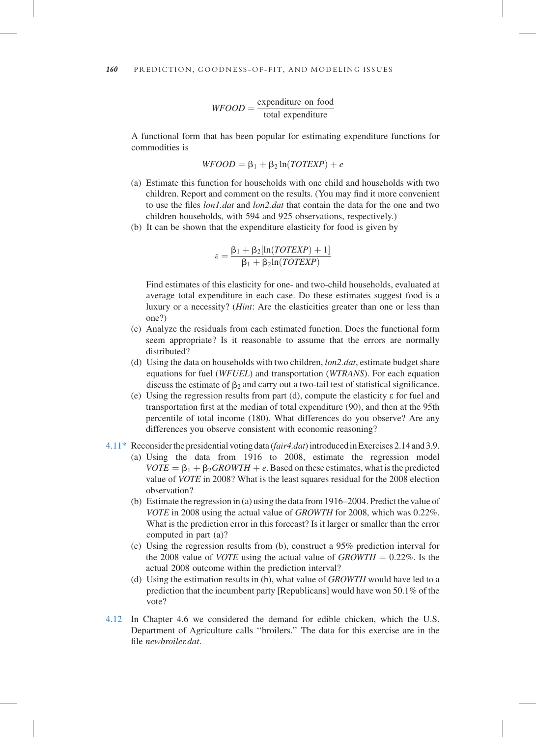$$WFOOD = \frac{\text{expenditure on food}}{\text{total expenditure}}$$

A functional form that has been popular for estimating expenditure functions for commodities is

$$WFOOD = \beta_1 + \beta_2 \ln(TOTEXP) + e$$

(a) Estimate this function for households with one child and households with two children. Report and comment on the results. (You may find it more convenient to use the files *lon1.dat* and *lon2.dat* that contain the data for the one and two children households, with 594 and 925 observations, respectively.)

(b) It can be shown that the expenditure elasticity for food is given by

$$\varepsilon = \frac{\beta_1 + \beta_2[\ln(TOTEXP) + 1]}{\beta_1 + \beta_2 \ln(TOTEXP)}$$

Find estimates of this elasticity for one- and two-child households, evaluated at average total expenditure in each case. Do these estimates suggest food is a luxury or a necessity? (*Hint*: Are the elasticities greater than one or less than one?)

(c) Analyze the residuals from each estimated function. Does the functional form seem appropriate? Is it reasonable to assume that the errors are normally distributed?

(d) Using the data on households with two children, *lon2.dat*, estimate budget share equations for fuel (*WFUEL*) and transportation (*WTRANS*). For each equation discuss the estimate of $\beta_2$ and carry out a two-tail test of statistical significance.

(e) Using the regression results from part (d), compute the elasticity $\varepsilon$ for fuel and transportation first at the median of total expenditure (90), and then at the 95th percentile of total income (180). What differences do you observe? Are any differences you observe consistent with economic reasoning?

4.11* Reconsider the presidential voting data (*fair4.dat*) introduced in Exercises 2.14 and 3.9.

(a) Using the data from 1916 to 2008, estimate the regression model $VOTE = \beta_1 + \beta_2 GROWTH + e$. Based on these estimates, what is the predicted value of *VOTE* in 2008? What is the least squares residual for the 2008 election observation?

(b) Estimate the regression in (a) using the data from 1916–2004. Predict the value of *VOTE* in 2008 using the actual value of *GROWTH* for 2008, which was 0.22%. What is the prediction error in this forecast? Is it larger or smaller than the error computed in part (a)?

(c) Using the regression results from (b), construct a 95% prediction interval for the 2008 value of *VOTE* using the actual value of $GROWTH = 0.22\%$. Is the actual 2008 outcome within the prediction interval?

(d) Using the estimation results in (b), what value of *GROWTH* would have led to a prediction that the incumbent party [Republicans] would have won 50.1% of the vote?

4.12 In Chapter 4.6 we considered the demand for edible chicken, which the U.S. Department of Agriculture calls "broilers." The data for this exercise are in the file *newbroiler.dat*.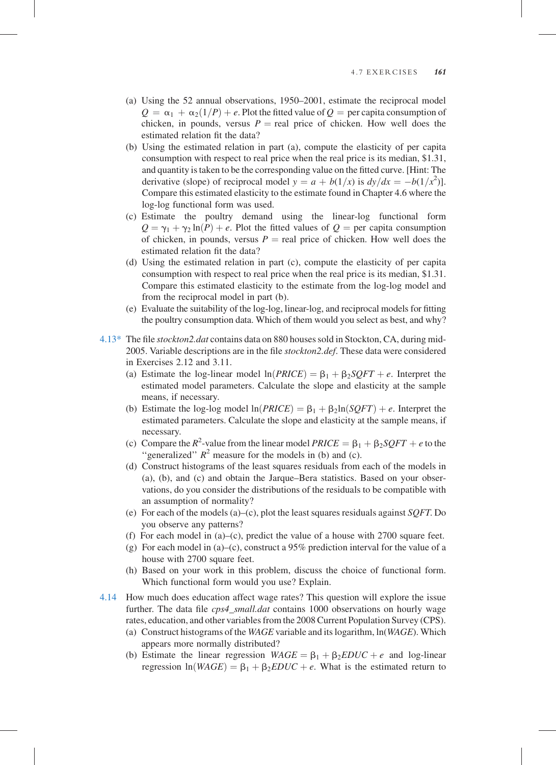(a) Using the 52 annual observations, 1950–2001, estimate the reciprocal model $Q = \alpha_1 + \alpha_2(1/P) + e$. Plot the fitted value of $Q$ = per capita consumption of chicken, in pounds, versus $P$ = real price of chicken. How well does the estimated relation fit the data?

(b) Using the estimated relation in part (a), compute the elasticity of per capita consumption with respect to real price when the real price is its median, \$1.31, and quantity is taken to be the corresponding value on the fitted curve. [Hint: The derivative (slope) of reciprocal model $y = a + b(1/x)$ is $dy/dx = -b(1/x^2)$]. Compare this estimated elasticity to the estimate found in Chapter 4.6 where the log-log functional form was used.

(c) Estimate the poultry demand using the linear-log functional form $Q = \gamma_1 + \gamma_2 \ln(P) + e$. Plot the fitted values of $Q$ = per capita consumption of chicken, in pounds, versus $P$ = real price of chicken. How well does the estimated relation fit the data?

(d) Using the estimated relation in part (c), compute the elasticity of per capita consumption with respect to real price when the real price is its median, \$1.31. Compare this estimated elasticity to the estimate from the log-log model and from the reciprocal model in part (b).

(e) Evaluate the suitability of the log-log, linear-log, and reciprocal models for fitting the poultry consumption data. Which of them would you select as best, and why?

4.13* The file *stockton2.dat* contains data on 880 houses sold in Stockton, CA, during mid-2005. Variable descriptions are in the file *stockton2.def*. These data were considered in Exercises 2.12 and 3.11.

(a) Estimate the log-linear model $\ln(PRICE) = \beta_1 + \beta_2 SQFT + e$. Interpret the estimated model parameters. Calculate the slope and elasticity at the sample means, if necessary.

(b) Estimate the log-log model $\ln(PRICE) = \beta_1 + \beta_2 \ln(SQFT) + e$. Interpret the estimated parameters. Calculate the slope and elasticity at the sample means, if necessary.

(c) Compare the $R^2$-value from the linear model $PRICE = \beta_1 + \beta_2 SQFT + e$ to the "generalized" $R^2$ measure for the models in (b) and (c).

(d) Construct histograms of the least squares residuals from each of the models in (a), (b), and (c) and obtain the Jarque–Bera statistics. Based on your observations, do you consider the distributions of the residuals to be compatible with an assumption of normality?

(e) For each of the models (a)–(c), plot the least squares residuals against $SQFT$. Do you observe any patterns?

(f) For each model in (a)–(c), predict the value of a house with 2700 square feet.

(g) For each model in (a)–(c), construct a 95% prediction interval for the value of a house with 2700 square feet.

(h) Based on your work in this problem, discuss the choice of functional form. Which functional form would you use? Explain.

4.14 How much does education affect wage rates? This question will explore the issue further. The data file *cps4_small.dat* contains 1000 observations on hourly wage rates, education, and other variables from the 2008 Current Population Survey (CPS).

(a) Construct histograms of the $WAGE$ variable and its logarithm, $\ln(WAGE)$. Which appears more normally distributed?

(b) Estimate the linear regression $WAGE = \beta_1 + \beta_2 EDUC + e$ and log-linear regression $\ln(WAGE) = \beta_1 + \beta_2 EDUC + e$. What is the estimated return to